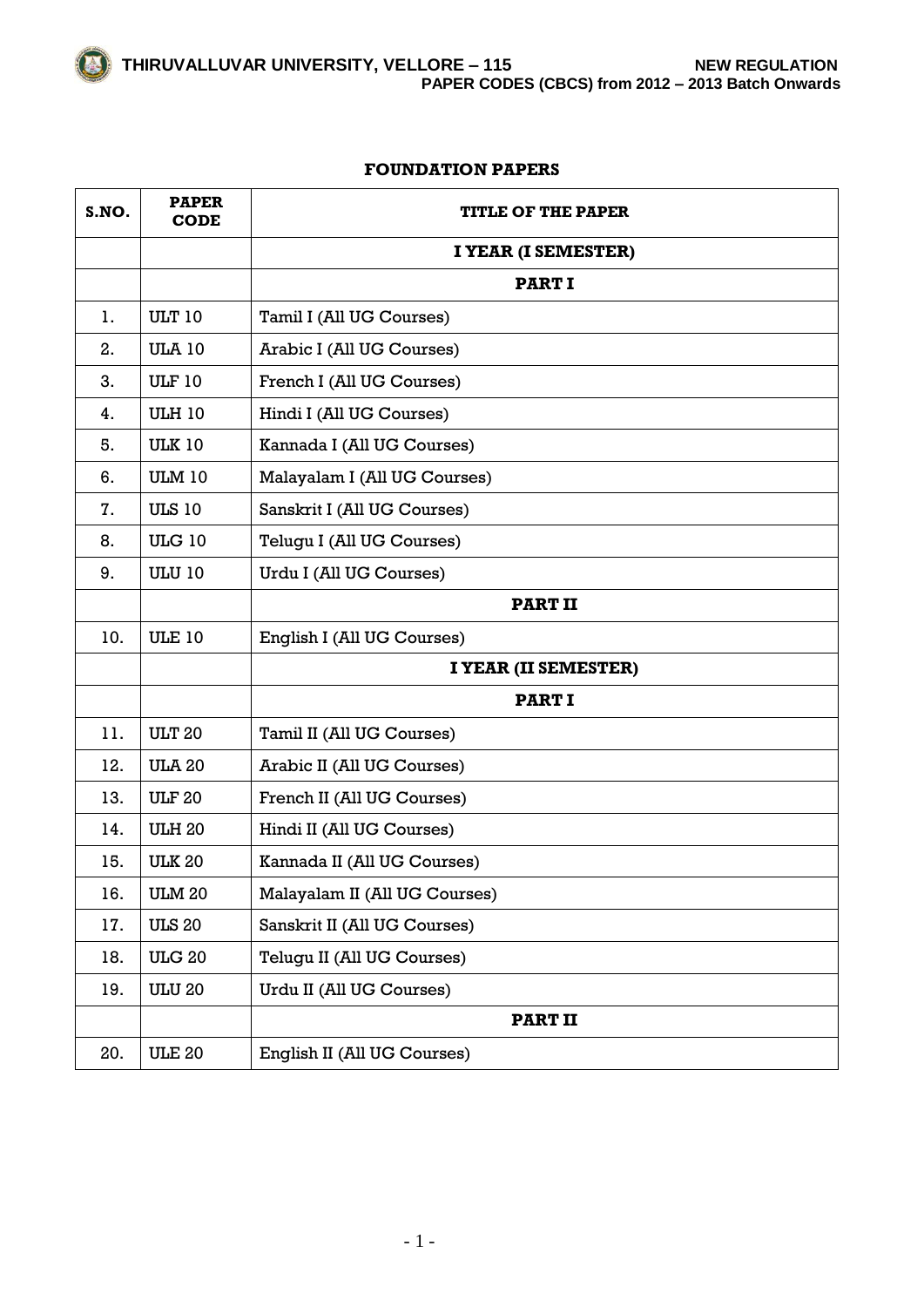# FOUNDATION PAPERS

| S.NO. | PAPER CODE | TITLE OF THE PAPER |
|---|---|---|
| | | **I YEAR (I SEMESTER)** |
| | | **PART I** |
| 1. | ULT 10 | Tamil I (All UG Courses) |
| 2. | ULA 10 | Arabic I (All UG Courses) |
| 3. | ULF 10 | French I (All UG Courses) |
| 4. | ULH 10 | Hindi I (All UG Courses) |
| 5. | ULK 10 | Kannada I (All UG Courses) |
| 6. | ULM 10 | Malayalam I (All UG Courses) |
| 7. | ULS 10 | Sanskrit I (All UG Courses) |
| 8. | ULG 10 | Telugu I (All UG Courses) |
| 9. | ULU 10 | Urdu I (All UG Courses) |
| | | **PART II** |
| 10. | ULE 10 | English I (All UG Courses) |
| | | **I YEAR (II SEMESTER)** |
| | | **PART I** |
| 11. | ULT 20 | Tamil II (All UG Courses) |
| 12. | ULA 20 | Arabic II (All UG Courses) |
| 13. | ULF 20 | French II (All UG Courses) |
| 14. | ULH 20 | Hindi II (All UG Courses) |
| 15. | ULK 20 | Kannada II (All UG Courses) |
| 16. | ULM 20 | Malayalam II (All UG Courses) |
| 17. | ULS 20 | Sanskrit II (All UG Courses) |
| 18. | ULG 20 | Telugu II (All UG Courses) |
| 19. | ULU 20 | Urdu II (All UG Courses) |
| | | **PART II** |
| 20. | ULE 20 | English II (All UG Courses) |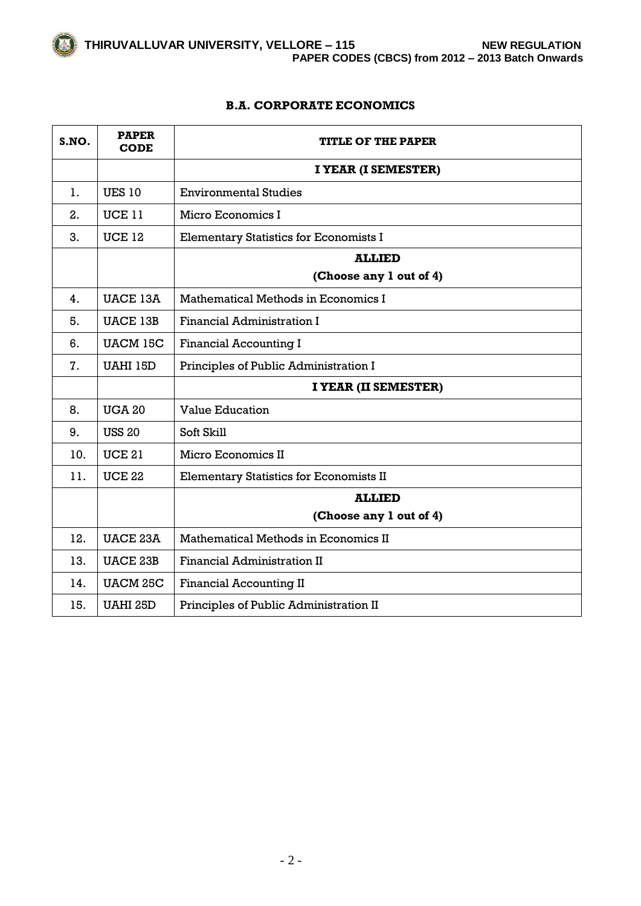## B.A. CORPORATE ECONOMICS

| S.NO. | PAPER CODE | TITLE OF THE PAPER |
|---|---|---|
| | | **I YEAR (I SEMESTER)** |
| 1. | UES 10 | Environmental Studies |
| 2. | UCE 11 | Micro Economics I |
| 3. | UCE 12 | Elementary Statistics for Economists I |
| | | **ALLIED (Choose any 1 out of 4)** |
| 4. | UACE 13A | Mathematical Methods in Economics I |
| 5. | UACE 13B | Financial Administration I |
| 6. | UACM 15C | Financial Accounting I |
| 7. | UAHI 15D | Principles of Public Administration I |
| | | **I YEAR (II SEMESTER)** |
| 8. | UGA 20 | Value Education |
| 9. | USS 20 | Soft Skill |
| 10. | UCE 21 | Micro Economics II |
| 11. | UCE 22 | Elementary Statistics for Economists II |
| | | **ALLIED (Choose any 1 out of 4)** |
| 12. | UACE 23A | Mathematical Methods in Economics II |
| 13. | UACE 23B | Financial Administration II |
| 14. | UACM 25C | Financial Accounting II |
| 15. | UAHI 25D | Principles of Public Administration II |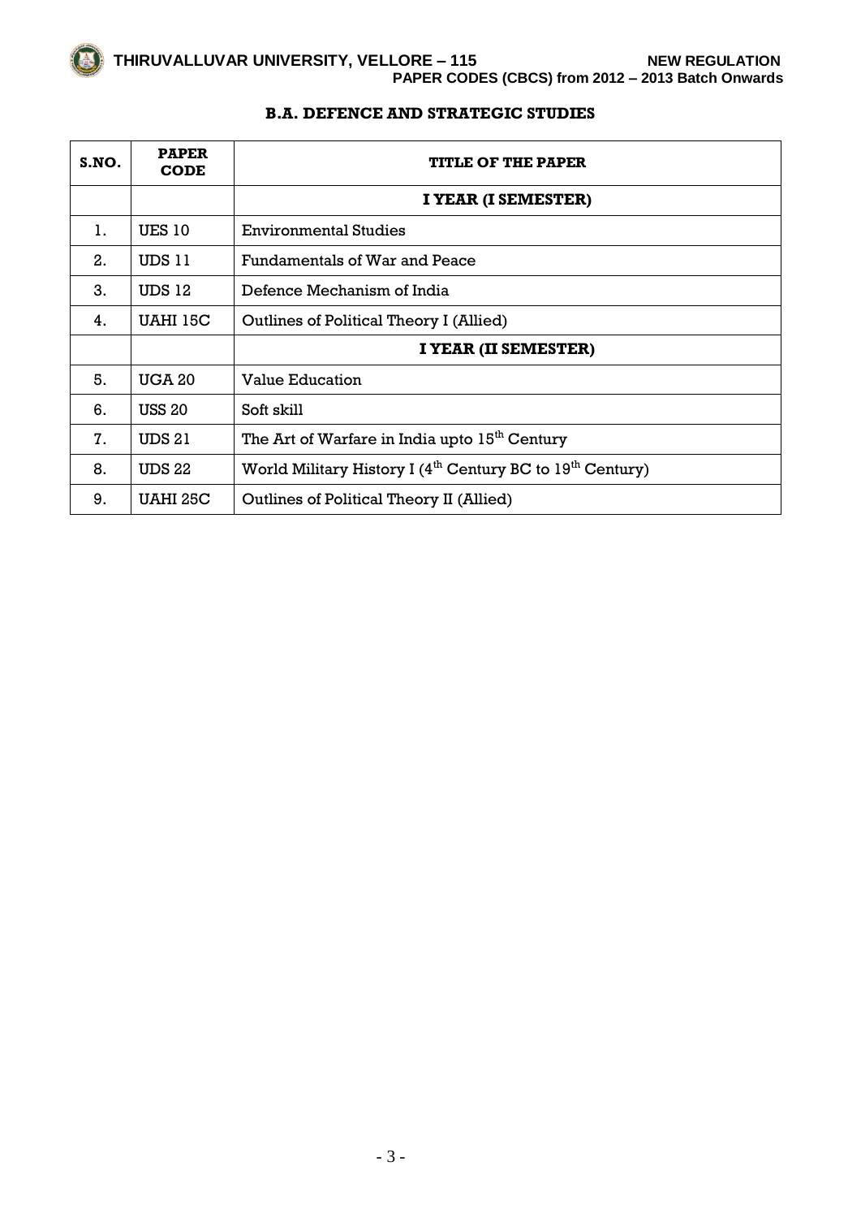## B.A. DEFENCE AND STRATEGIC STUDIES

| S.NO. | PAPER CODE | TITLE OF THE PAPER |
|---|---|---|
| | | **I YEAR (I SEMESTER)** |
| 1. | UES 10 | Environmental Studies |
| 2. | UDS 11 | Fundamentals of War and Peace |
| 3. | UDS 12 | Defence Mechanism of India |
| 4. | UAHI 15C | Outlines of Political Theory I (Allied) |
| | | **I YEAR (II SEMESTER)** |
| 5. | UGA 20 | Value Education |
| 6. | USS 20 | Soft skill |
| 7. | UDS 21 | The Art of Warfare in India upto $15^{th}$ Century |
| 8. | UDS 22 | World Military History I ($4^{th}$ Century BC to $19^{th}$ Century) |
| 9. | UAHI 25C | Outlines of Political Theory II (Allied) |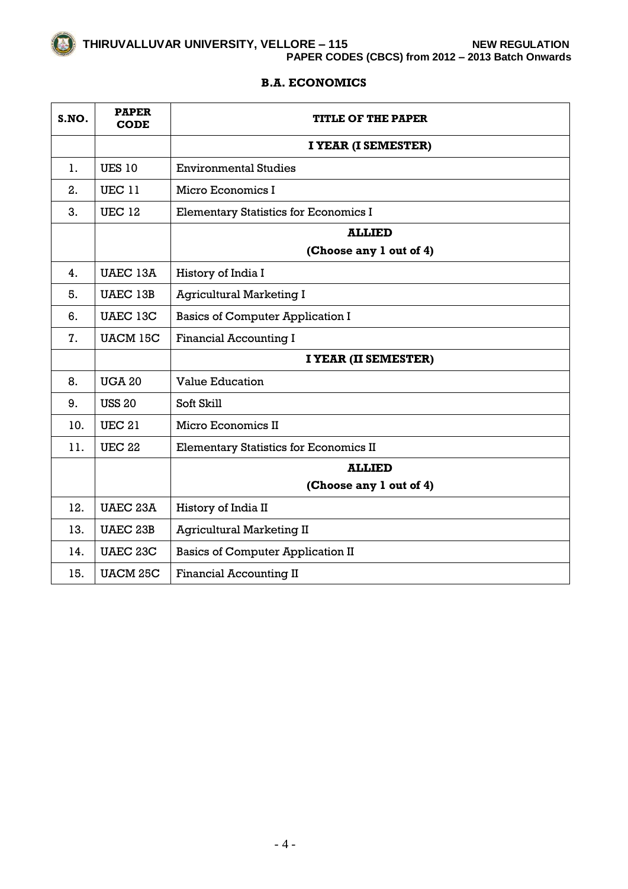## B.A. ECONOMICS

| S.NO. | PAPER CODE | TITLE OF THE PAPER |
|---|---|---|
| | | **I YEAR (I SEMESTER)** |
| 1. | UES 10 | Environmental Studies |
| 2. | UEC 11 | Micro Economics I |
| 3. | UEC 12 | Elementary Statistics for Economics I |
| | | **ALLIED (Choose any 1 out of 4)** |
| 4. | UAEC 13A | History of India I |
| 5. | UAEC 13B | Agricultural Marketing I |
| 6. | UAEC 13C | Basics of Computer Application I |
| 7. | UACM 15C | Financial Accounting I |
| | | **I YEAR (II SEMESTER)** |
| 8. | UGA 20 | Value Education |
| 9. | USS 20 | Soft Skill |
| 10. | UEC 21 | Micro Economics II |
| 11. | UEC 22 | Elementary Statistics for Economics II |
| | | **ALLIED (Choose any 1 out of 4)** |
| 12. | UAEC 23A | History of India II |
| 13. | UAEC 23B | Agricultural Marketing II |
| 14. | UAEC 23C | Basics of Computer Application II |
| 15. | UACM 25C | Financial Accounting II |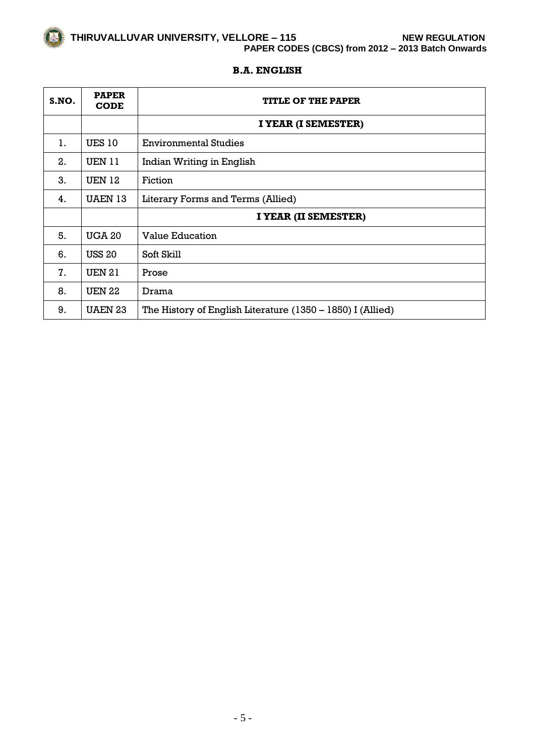## B.A. ENGLISH

| S.NO. | PAPER CODE | TITLE OF THE PAPER |
|---|---|---|
| | | **I YEAR (I SEMESTER)** |
| 1. | UES 10 | Environmental Studies |
| 2. | UEN 11 | Indian Writing in English |
| 3. | UEN 12 | Fiction |
| 4. | UAEN 13 | Literary Forms and Terms (Allied) |
| | | **I YEAR (II SEMESTER)** |
| 5. | UGA 20 | Value Education |
| 6. | USS 20 | Soft Skill |
| 7. | UEN 21 | Prose |
| 8. | UEN 22 | Drama |
| 9. | UAEN 23 | The History of English Literature (1350 – 1850) I (Allied) |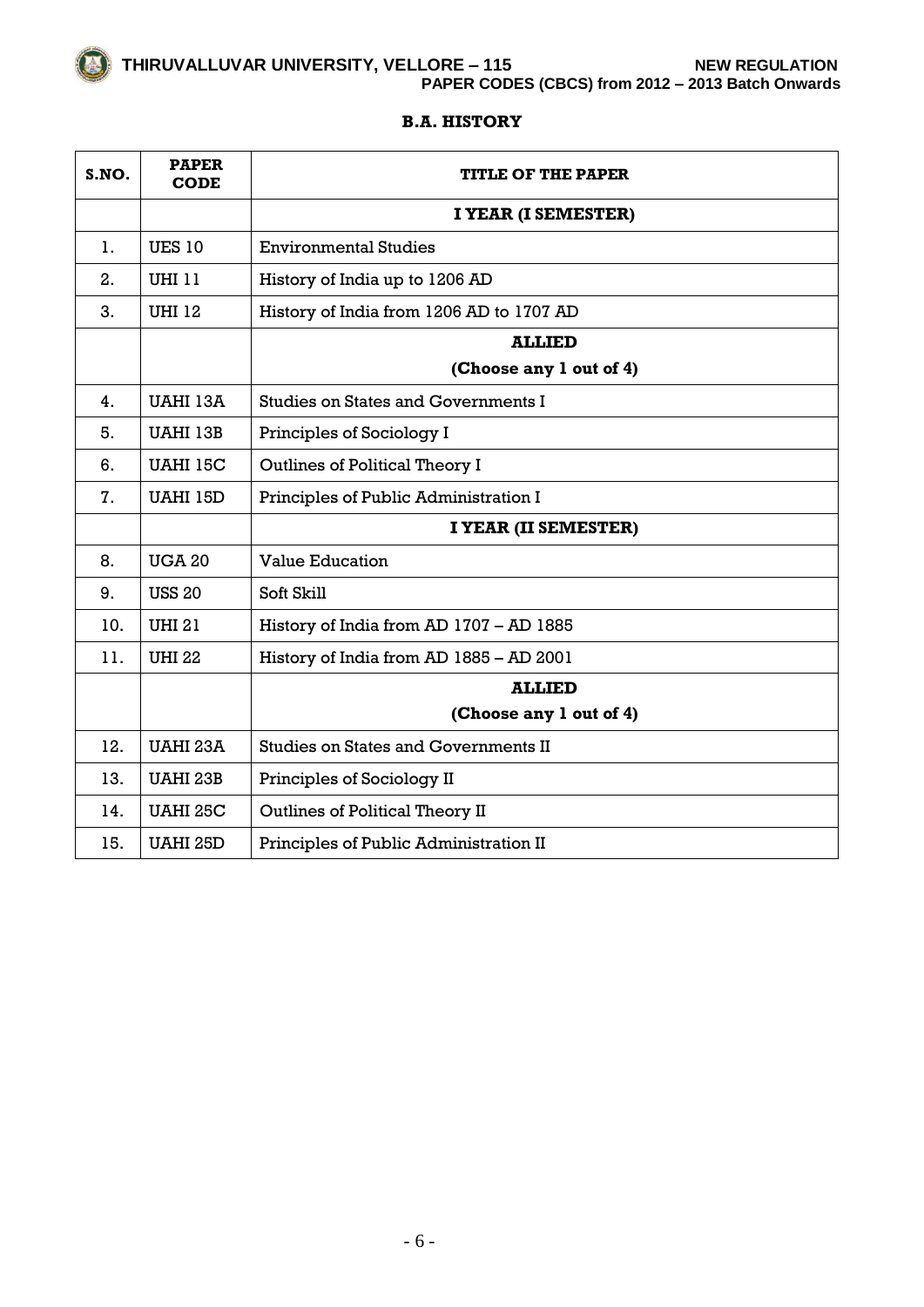## B.A. HISTORY

| S.NO. | PAPER CODE | TITLE OF THE PAPER |
|---|---|---|
| | | **I YEAR (I SEMESTER)** |
| 1. | UES 10 | Environmental Studies |
| 2. | UHI 11 | History of India up to 1206 AD |
| 3. | UHI 12 | History of India from 1206 AD to 1707 AD |
| | | **ALLIED (Choose any 1 out of 4)** |
| 4. | UAHI 13A | Studies on States and Governments I |
| 5. | UAHI 13B | Principles of Sociology I |
| 6. | UAHI 15C | Outlines of Political Theory I |
| 7. | UAHI 15D | Principles of Public Administration I |
| | | **I YEAR (II SEMESTER)** |
| 8. | UGA 20 | Value Education |
| 9. | USS 20 | Soft Skill |
| 10. | UHI 21 | History of India from AD 1707 – AD 1885 |
| 11. | UHI 22 | History of India from AD 1885 – AD 2001 |
| | | **ALLIED (Choose any 1 out of 4)** |
| 12. | UAHI 23A | Studies on States and Governments II |
| 13. | UAHI 23B | Principles of Sociology II |
| 14. | UAHI 25C | Outlines of Political Theory II |
| 15. | UAHI 25D | Principles of Public Administration II |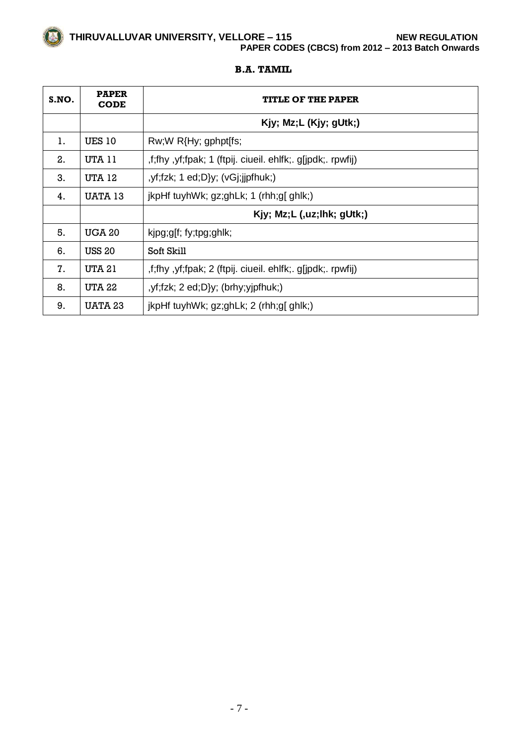**B.A. TAMIL**

| S.NO. | PAPER CODE | TITLE OF THE PAPER |
|---|---|---|
| | | **Kjy; Mz;L (Kjy; gUtk;)** |
| 1. | UES 10 | Rw;W R{Hy; gphpt[fs; |
| 2. | UTA 11 | ,f;fhy ,yf;fpak; 1 (ftpij. ciueil. ehlfk;. g[jpdk;. rpwfij) |
| 3. | UTA 12 | ,yf;fzk; 1 ed;D}y; (vGj;jjpfhuk;) |
| 4. | UATA 13 | jkpHf tuyhWk; gz;ghLk; 1 (rhh;g[ ghlk;) |
| | | **Kjy; Mz;L (,uz;lhk; gUtk;)** |
| 5. | UGA 20 | kjpg;g[f; fy;tpg;ghlk; |
| 6. | USS 20 | Soft Skill |
| 7. | UTA 21 | ,f;fhy ,yf;fpak; 2 (ftpij. ciueil. ehlfk;. g[jpdk;. rpwfij) |
| 8. | UTA 22 | ,yf;fzk; 2 ed;D}y; (brhy;yjpfhuk;) |
| 9. | UATA 23 | jkpHf tuyhWk; gz;ghLk; 2 (rhh;g[ ghlk;) |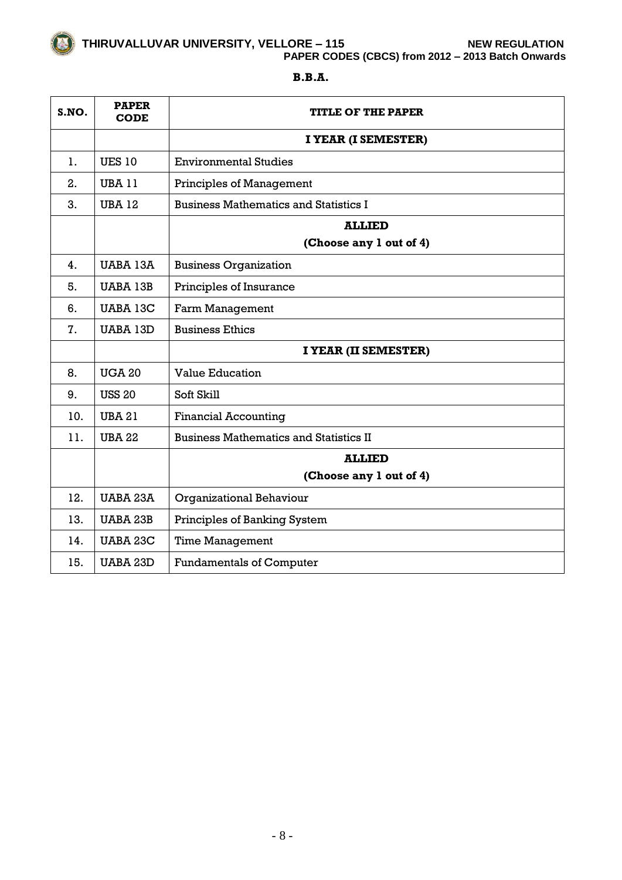# B.B.A.

| S.NO. | PAPER CODE | TITLE OF THE PAPER |
|---|---|---|
| | | **I YEAR (I SEMESTER)** |
| 1. | UES 10 | Environmental Studies |
| 2. | UBA 11 | Principles of Management |
| 3. | UBA 12 | Business Mathematics and Statistics I |
| | | **ALLIED (Choose any 1 out of 4)** |
| 4. | UABA 13A | Business Organization |
| 5. | UABA 13B | Principles of Insurance |
| 6. | UABA 13C | Farm Management |
| 7. | UABA 13D | Business Ethics |
| | | **I YEAR (II SEMESTER)** |
| 8. | UGA 20 | Value Education |
| 9. | USS 20 | Soft Skill |
| 10. | UBA 21 | Financial Accounting |
| 11. | UBA 22 | Business Mathematics and Statistics II |
| | | **ALLIED (Choose any 1 out of 4)** |
| 12. | UABA 23A | Organizational Behaviour |
| 13. | UABA 23B | Principles of Banking System |
| 14. | UABA 23C | Time Management |
| 15. | UABA 23D | Fundamentals of Computer |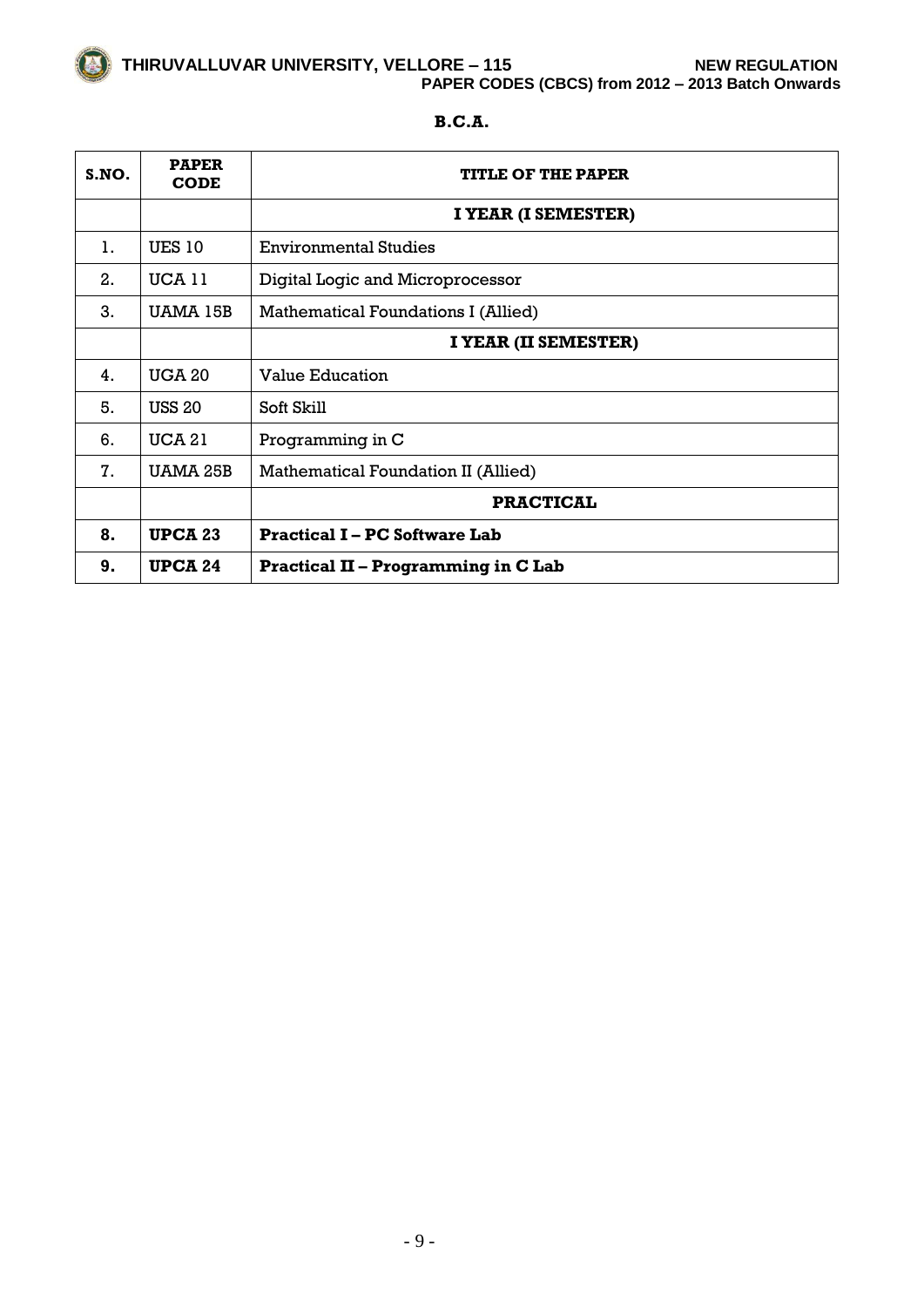## B.C.A.

| S.NO. | PAPER CODE | TITLE OF THE PAPER |
|---|---|---|
| | | **I YEAR (I SEMESTER)** |
| 1. | UES 10 | Environmental Studies |
| 2. | UCA 11 | Digital Logic and Microprocessor |
| 3. | UAMA 15B | Mathematical Foundations I (Allied) |
| | | **I YEAR (II SEMESTER)** |
| 4. | UGA 20 | Value Education |
| 5. | USS 20 | Soft Skill |
| 6. | UCA 21 | Programming in C |
| 7. | UAMA 25B | Mathematical Foundation II (Allied) |
| | | **PRACTICAL** |
| **8.** | **UPCA 23** | **Practical I – PC Software Lab** |
| **9.** | **UPCA 24** | **Practical II – Programming in C Lab** |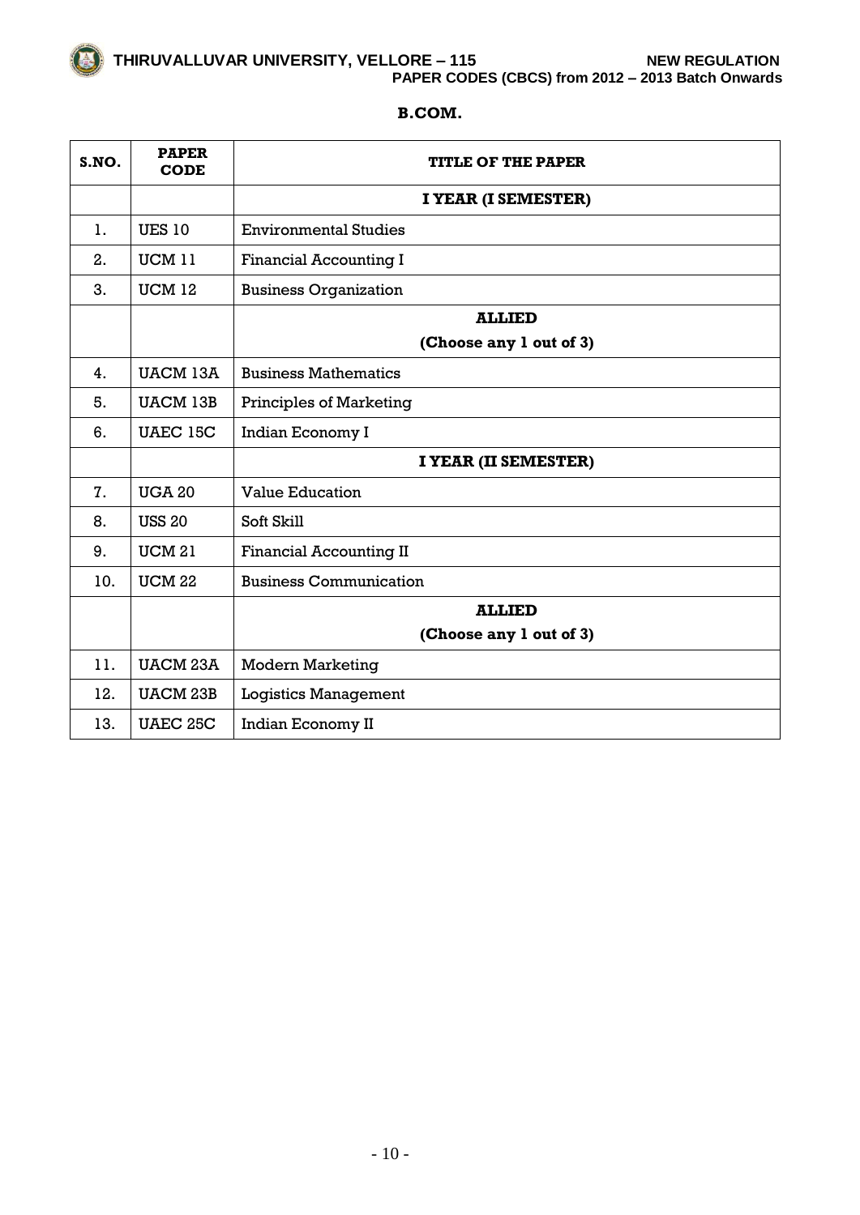## B.COM.

| S.NO. | PAPER CODE | TITLE OF THE PAPER |
|---|---|---|
| | | **I YEAR (I SEMESTER)** |
| 1. | UES 10 | Environmental Studies |
| 2. | UCM 11 | Financial Accounting I |
| 3. | UCM 12 | Business Organization |
| | | **ALLIED (Choose any 1 out of 3)** |
| 4. | UACM 13A | Business Mathematics |
| 5. | UACM 13B | Principles of Marketing |
| 6. | UAEC 15C | Indian Economy I |
| | | **I YEAR (II SEMESTER)** |
| 7. | UGA 20 | Value Education |
| 8. | USS 20 | Soft Skill |
| 9. | UCM 21 | Financial Accounting II |
| 10. | UCM 22 | Business Communication |
| | | **ALLIED (Choose any 1 out of 3)** |
| 11. | UACM 23A | Modern Marketing |
| 12. | UACM 23B | Logistics Management |
| 13. | UAEC 25C | Indian Economy II |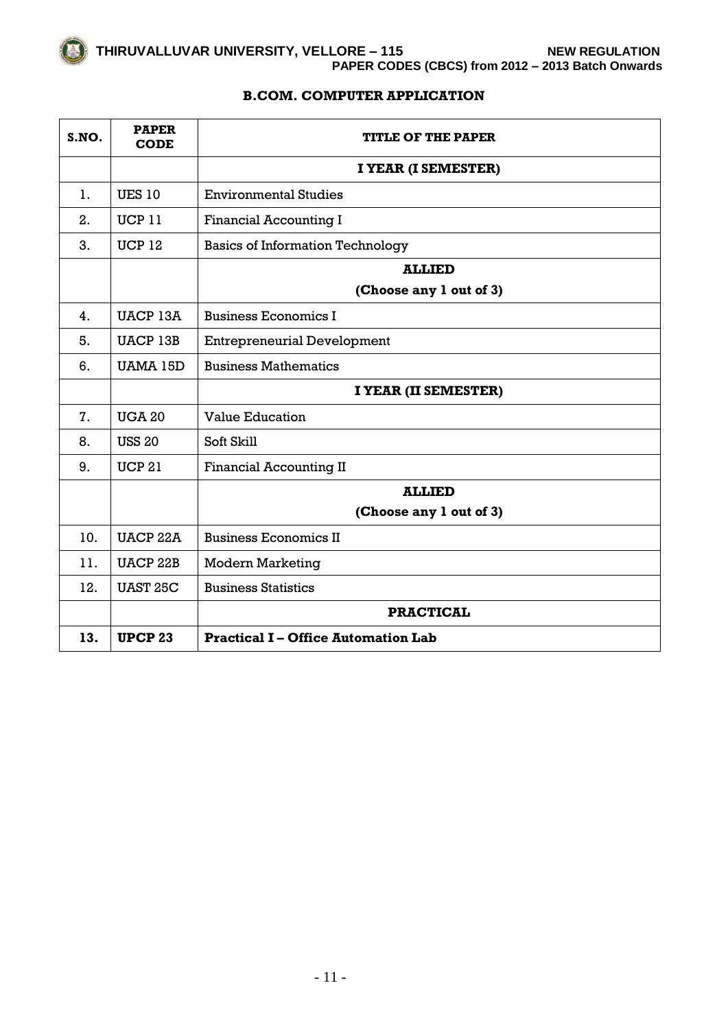## B.COM. COMPUTER APPLICATION

| S.NO. | PAPER CODE | TITLE OF THE PAPER |
|---|---|---|
| | | **I YEAR (I SEMESTER)** |
| 1. | UES 10 | Environmental Studies |
| 2. | UCP 11 | Financial Accounting I |
| 3. | UCP 12 | Basics of Information Technology |
| | | **ALLIED (Choose any 1 out of 3)** |
| 4. | UACP 13A | Business Economics I |
| 5. | UACP 13B | Entrepreneurial Development |
| 6. | UAMA 15D | Business Mathematics |
| | | **I YEAR (II SEMESTER)** |
| 7. | UGA 20 | Value Education |
| 8. | USS 20 | Soft Skill |
| 9. | UCP 21 | Financial Accounting II |
| | | **ALLIED (Choose any 1 out of 3)** |
| 10. | UACP 22A | Business Economics II |
| 11. | UACP 22B | Modern Marketing |
| 12. | UAST 25C | Business Statistics |
| | | **PRACTICAL** |
| **13.** | **UPCP 23** | **Practical I – Office Automation Lab** |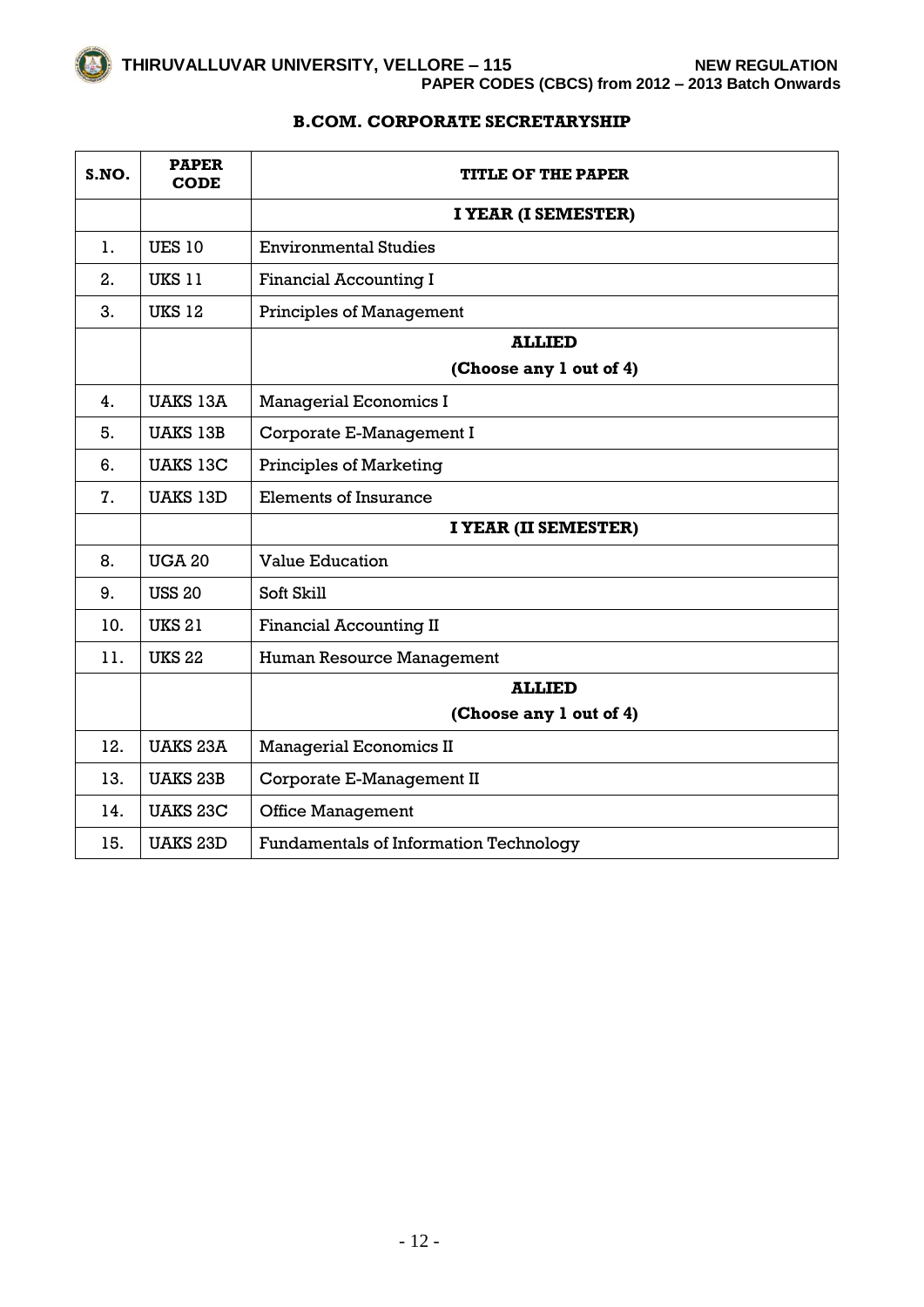## B.COM. CORPORATE SECRETARYSHIP

| S.NO. | PAPER CODE | TITLE OF THE PAPER |
|---|---|---|
| | | **I YEAR (I SEMESTER)** |
| 1. | UES 10 | Environmental Studies |
| 2. | UKS 11 | Financial Accounting I |
| 3. | UKS 12 | Principles of Management |
| | | **ALLIED (Choose any 1 out of 4)** |
| 4. | UAKS 13A | Managerial Economics I |
| 5. | UAKS 13B | Corporate E-Management I |
| 6. | UAKS 13C | Principles of Marketing |
| 7. | UAKS 13D | Elements of Insurance |
| | | **I YEAR (II SEMESTER)** |
| 8. | UGA 20 | Value Education |
| 9. | USS 20 | Soft Skill |
| 10. | UKS 21 | Financial Accounting II |
| 11. | UKS 22 | Human Resource Management |
| | | **ALLIED (Choose any 1 out of 4)** |
| 12. | UAKS 23A | Managerial Economics II |
| 13. | UAKS 23B | Corporate E-Management II |
| 14. | UAKS 23C | Office Management |
| 15. | UAKS 23D | Fundamentals of Information Technology |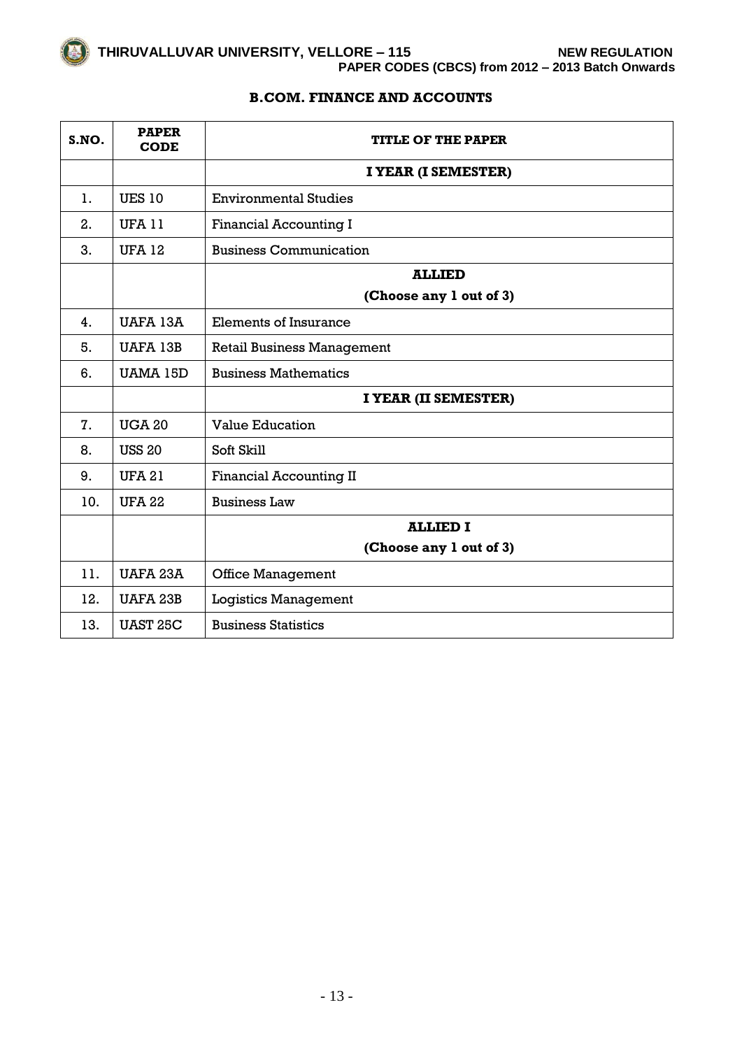## B.COM. FINANCE AND ACCOUNTS

| S.NO. | PAPER CODE | TITLE OF THE PAPER |
|---|---|---|
| | | **I YEAR (I SEMESTER)** |
| 1. | UES 10 | Environmental Studies |
| 2. | UFA 11 | Financial Accounting I |
| 3. | UFA 12 | Business Communication |
| | | **ALLIED (Choose any 1 out of 3)** |
| 4. | UAFA 13A | Elements of Insurance |
| 5. | UAFA 13B | Retail Business Management |
| 6. | UAMA 15D | Business Mathematics |
| | | **I YEAR (II SEMESTER)** |
| 7. | UGA 20 | Value Education |
| 8. | USS 20 | Soft Skill |
| 9. | UFA 21 | Financial Accounting II |
| 10. | UFA 22 | Business Law |
| | | **ALLIED I (Choose any 1 out of 3)** |
| 11. | UAFA 23A | Office Management |
| 12. | UAFA 23B | Logistics Management |
| 13. | UAST 25C | Business Statistics |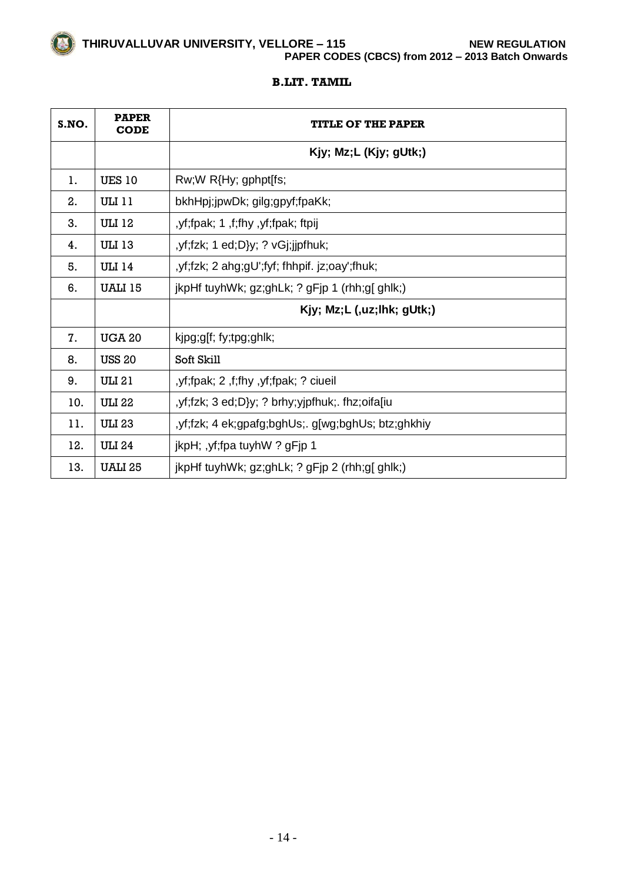THIRUVALLUVAR UNIVERSITY, VELLORE – 115 NEW REGULATION
PAPER CODES (CBCS) from 2012 – 2013 Batch Onwards

## B.LIT. TAMIL

| S.NO. | PAPER CODE | TITLE OF THE PAPER |
|---|---|---|
| | | **Kjy; Mz;L (Kjy; gUtk;)** |
| 1. | UES 10 | Rw;W R{Hy; gphpt[fs; |
| 2. | ULI 11 | bkhHpj;jpwDk; gilg;gpyf;fpaKk; |
| 3. | ULI 12 | ,yf;fpak; 1 ,f;fhy ,yf;fpak; ftpij |
| 4. | ULI 13 | ,yf;fzk; 1 ed;D}y; ? vGj;jjpfhuk; |
| 5. | ULI 14 | ,yf;fzk; 2 ahg;gU';fyf; fhhpif. jz;oay';fhuk; |
| 6. | UALI 15 | jkpHf tuyhWk; gz;ghLk; ? gFjp 1 (rhh;g[ ghlk;) |
| | | **Kjy; Mz;L (,uz;lhk; gUtk;)** |
| 7. | UGA 20 | kjpg;g[f; fy;tpg;ghlk; |
| 8. | USS 20 | Soft Skill |
| 9. | ULI 21 | ,yf;fpak; 2 ,f;fhy ,yf;fpak; ? ciueil |
| 10. | ULI 22 | ,yf;fzk; 3 ed;D}y; ? brhy;yjpfhuk;. fhz;oifa[iu |
| 11. | ULI 23 | ,yf;fzk; 4 ek;gpafg;bghUs;. g[wg;bghUs; btz;ghkhiy |
| 12. | ULI 24 | jkpH; ,yf;fpa tuyhW ? gFjp 1 |
| 13. | UALI 25 | jkpHf tuyhWk; gz;ghLk; ? gFjp 2 (rhh;g[ ghlk;) |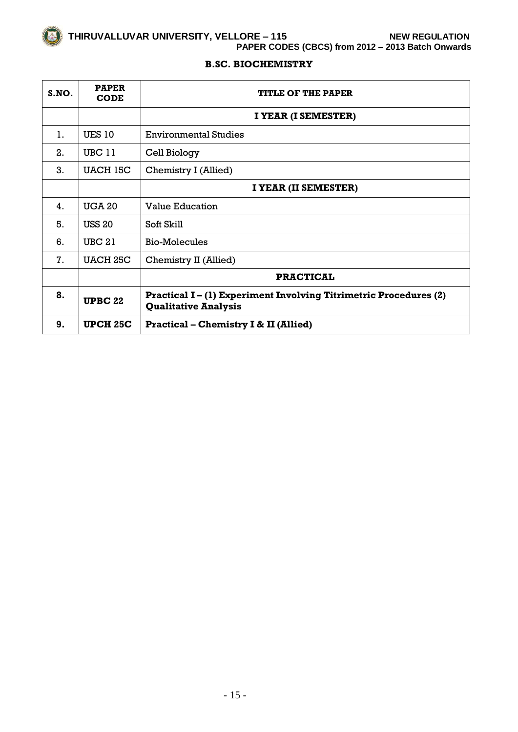## B.SC. BIOCHEMISTRY

| S.NO. | PAPER CODE | TITLE OF THE PAPER |
|---|---|---|
| | | **I YEAR (I SEMESTER)** |
| 1. | UES 10 | Environmental Studies |
| 2. | UBC 11 | Cell Biology |
| 3. | UACH 15C | Chemistry I (Allied) |
| | | **I YEAR (II SEMESTER)** |
| 4. | UGA 20 | Value Education |
| 5. | USS 20 | Soft Skill |
| 6. | UBC 21 | Bio-Molecules |
| 7. | UACH 25C | Chemistry II (Allied) |
| | | **PRACTICAL** |
| **8.** | **UPBC 22** | **Practical I – (1) Experiment Involving Titrimetric Procedures (2) Qualitative Analysis** |
| **9.** | **UPCH 25C** | **Practical – Chemistry I & II (Allied)** |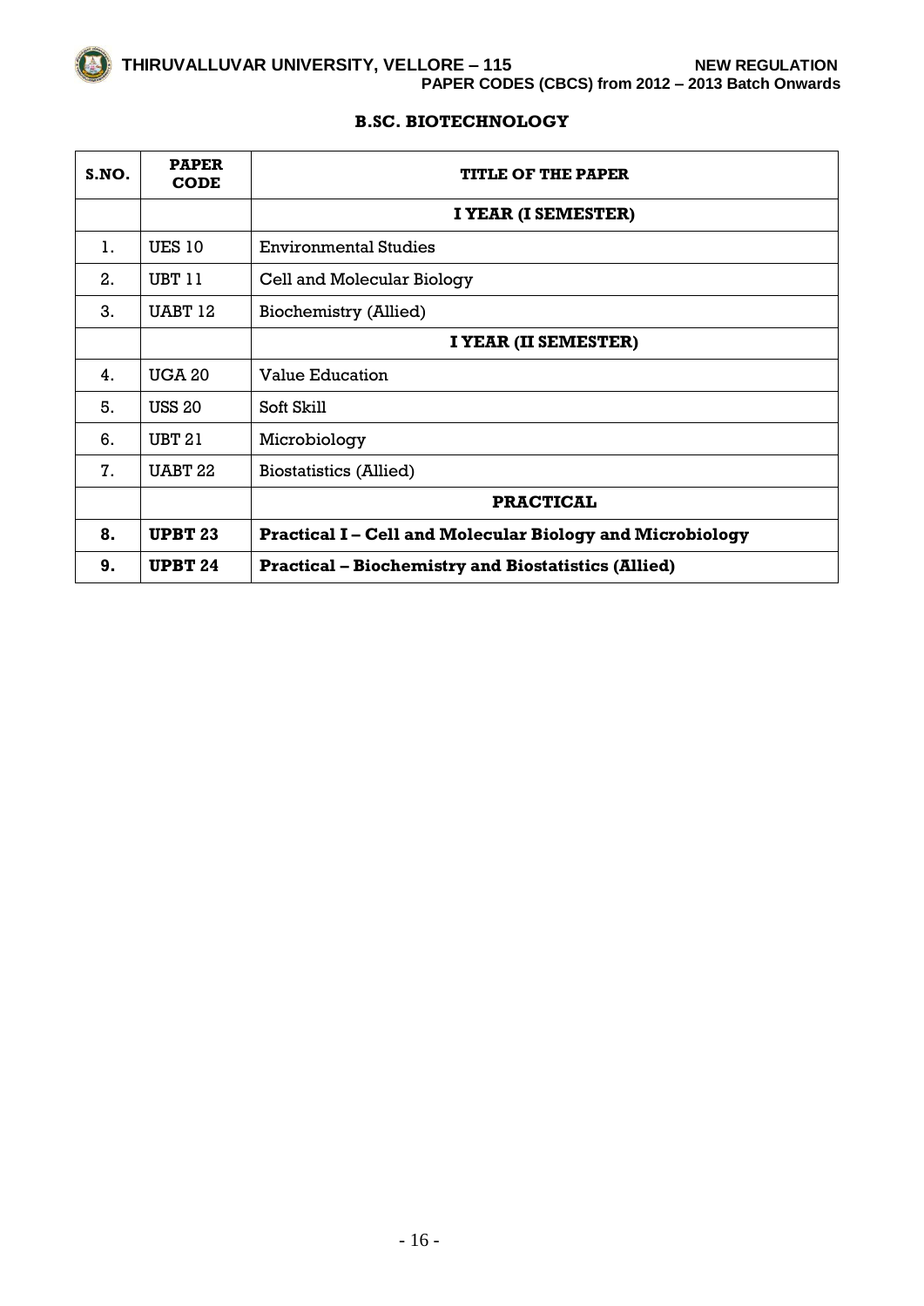## B.SC. BIOTECHNOLOGY

| S.NO. | PAPER CODE | TITLE OF THE PAPER |
|---|---|---|
| | | **I YEAR (I SEMESTER)** |
| 1. | UES 10 | Environmental Studies |
| 2. | UBT 11 | Cell and Molecular Biology |
| 3. | UABT 12 | Biochemistry (Allied) |
| | | **I YEAR (II SEMESTER)** |
| 4. | UGA 20 | Value Education |
| 5. | USS 20 | Soft Skill |
| 6. | UBT 21 | Microbiology |
| 7. | UABT 22 | Biostatistics (Allied) |
| | | **PRACTICAL** |
| **8.** | **UPBT 23** | **Practical I – Cell and Molecular Biology and Microbiology** |
| **9.** | **UPBT 24** | **Practical – Biochemistry and Biostatistics (Allied)** |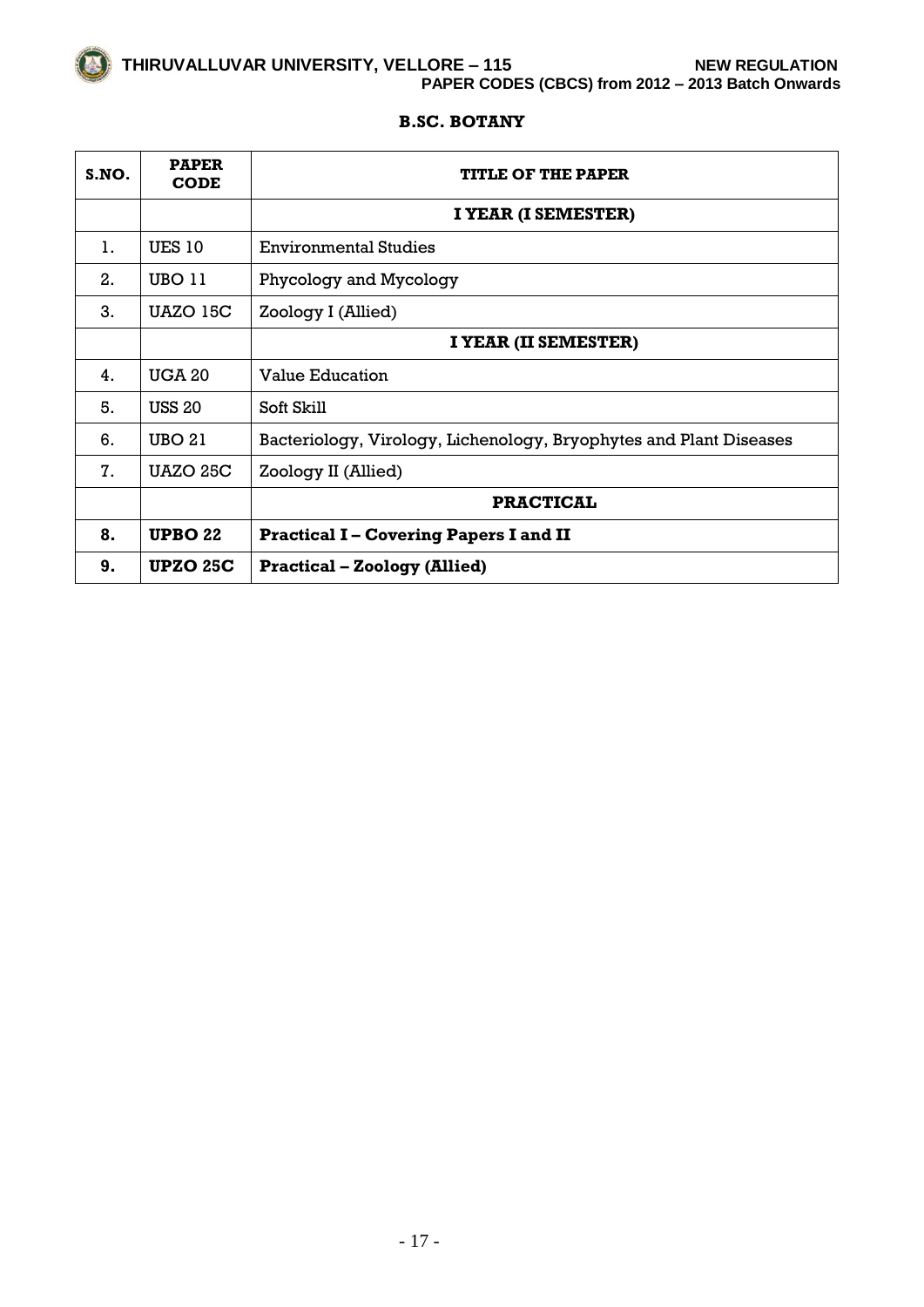## B.SC. BOTANY

| S.NO. | PAPER CODE | TITLE OF THE PAPER |
|---|---|---|
| | | **I YEAR (I SEMESTER)** |
| 1. | UES 10 | Environmental Studies |
| 2. | UBO 11 | Phycology and Mycology |
| 3. | UAZO 15C | Zoology I (Allied) |
| | | **I YEAR (II SEMESTER)** |
| 4. | UGA 20 | Value Education |
| 5. | USS 20 | Soft Skill |
| 6. | UBO 21 | Bacteriology, Virology, Lichenology, Bryophytes and Plant Diseases |
| 7. | UAZO 25C | Zoology II (Allied) |
| | | **PRACTICAL** |
| **8.** | **UPBO 22** | **Practical I – Covering Papers I and II** |
| **9.** | **UPZO 25C** | **Practical – Zoology (Allied)** |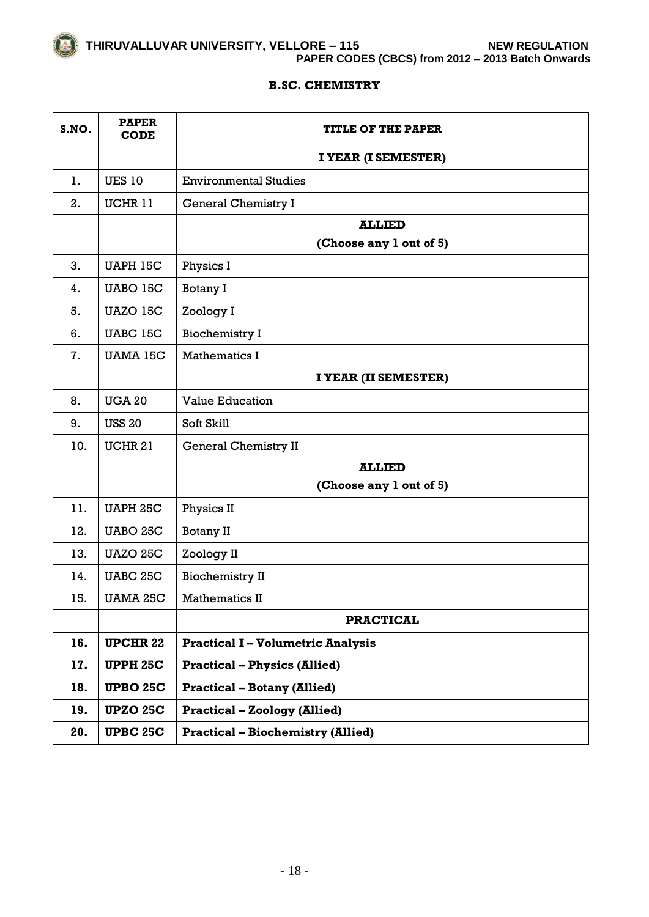## B.SC. CHEMISTRY

| S.NO. | PAPER CODE | TITLE OF THE PAPER |
|---|---|---|
| | | **I YEAR (I SEMESTER)** |
| 1. | UES 10 | Environmental Studies |
| 2. | UCHR 11 | General Chemistry I |
| | | **ALLIED (Choose any 1 out of 5)** |
| 3. | UAPH 15C | Physics I |
| 4. | UABO 15C | Botany I |
| 5. | UAZO 15C | Zoology I |
| 6. | UABC 15C | Biochemistry I |
| 7. | UAMA 15C | Mathematics I |
| | | **I YEAR (II SEMESTER)** |
| 8. | UGA 20 | Value Education |
| 9. | USS 20 | Soft Skill |
| 10. | UCHR 21 | General Chemistry II |
| | | **ALLIED (Choose any 1 out of 5)** |
| 11. | UAPH 25C | Physics II |
| 12. | UABO 25C | Botany II |
| 13. | UAZO 25C | Zoology II |
| 14. | UABC 25C | Biochemistry II |
| 15. | UAMA 25C | Mathematics II |
| | | **PRACTICAL** |
| **16.** | **UPCHR 22** | **Practical I – Volumetric Analysis** |
| **17.** | **UPPH 25C** | **Practical – Physics (Allied)** |
| **18.** | **UPBO 25C** | **Practical – Botany (Allied)** |
| **19.** | **UPZO 25C** | **Practical – Zoology (Allied)** |
| **20.** | **UPBC 25C** | **Practical – Biochemistry (Allied)** |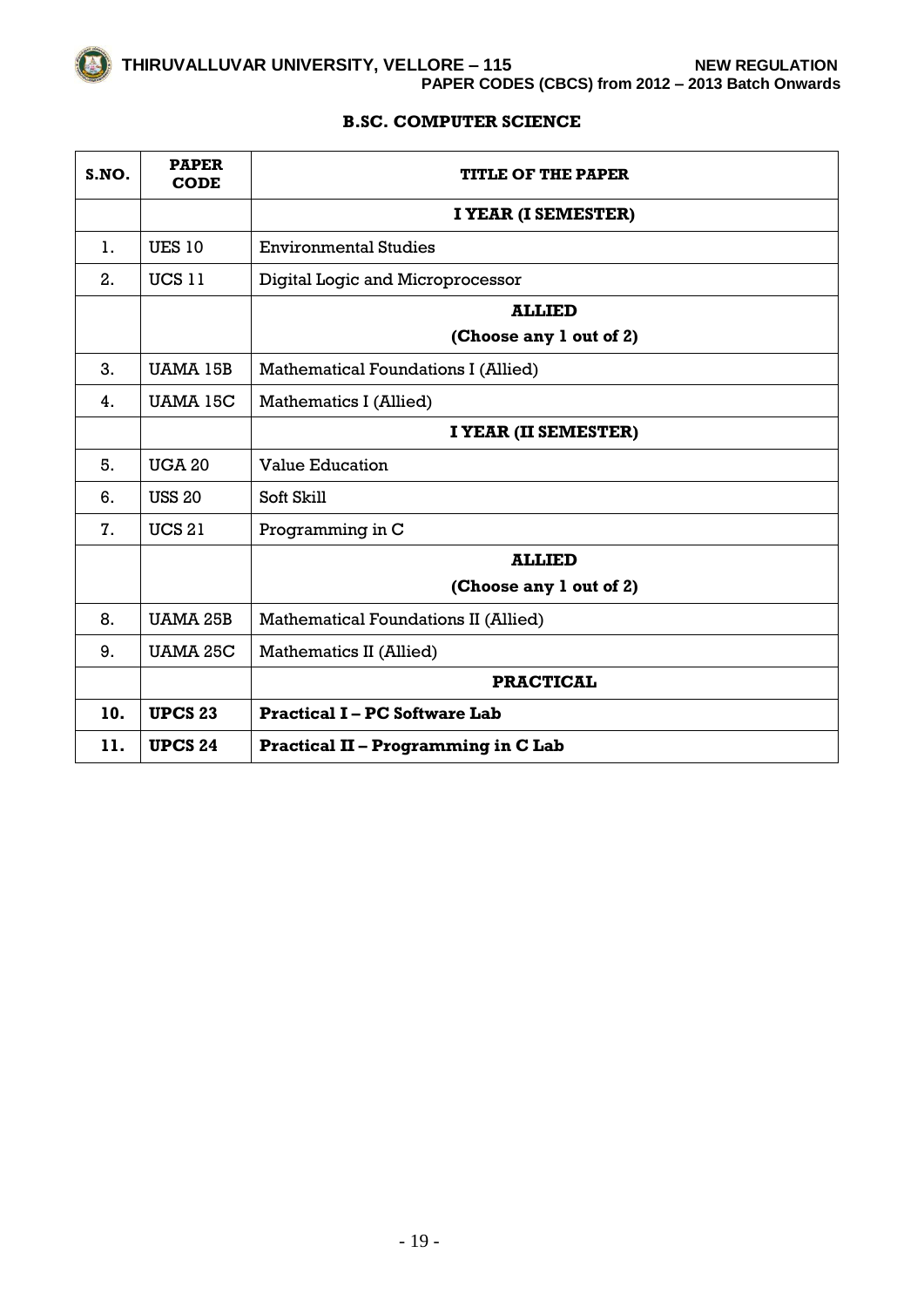## B.SC. COMPUTER SCIENCE

| S.NO. | PAPER CODE | TITLE OF THE PAPER |
|---|---|---|
| | | **I YEAR (I SEMESTER)** |
| 1. | UES 10 | Environmental Studies |
| 2. | UCS 11 | Digital Logic and Microprocessor |
| | | **ALLIED (Choose any 1 out of 2)** |
| 3. | UAMA 15B | Mathematical Foundations I (Allied) |
| 4. | UAMA 15C | Mathematics I (Allied) |
| | | **I YEAR (II SEMESTER)** |
| 5. | UGA 20 | Value Education |
| 6. | USS 20 | Soft Skill |
| 7. | UCS 21 | Programming in C |
| | | **ALLIED (Choose any 1 out of 2)** |
| 8. | UAMA 25B | Mathematical Foundations II (Allied) |
| 9. | UAMA 25C | Mathematics II (Allied) |
| | | **PRACTICAL** |
| **10.** | **UPCS 23** | **Practical I – PC Software Lab** |
| **11.** | **UPCS 24** | **Practical II – Programming in C Lab** |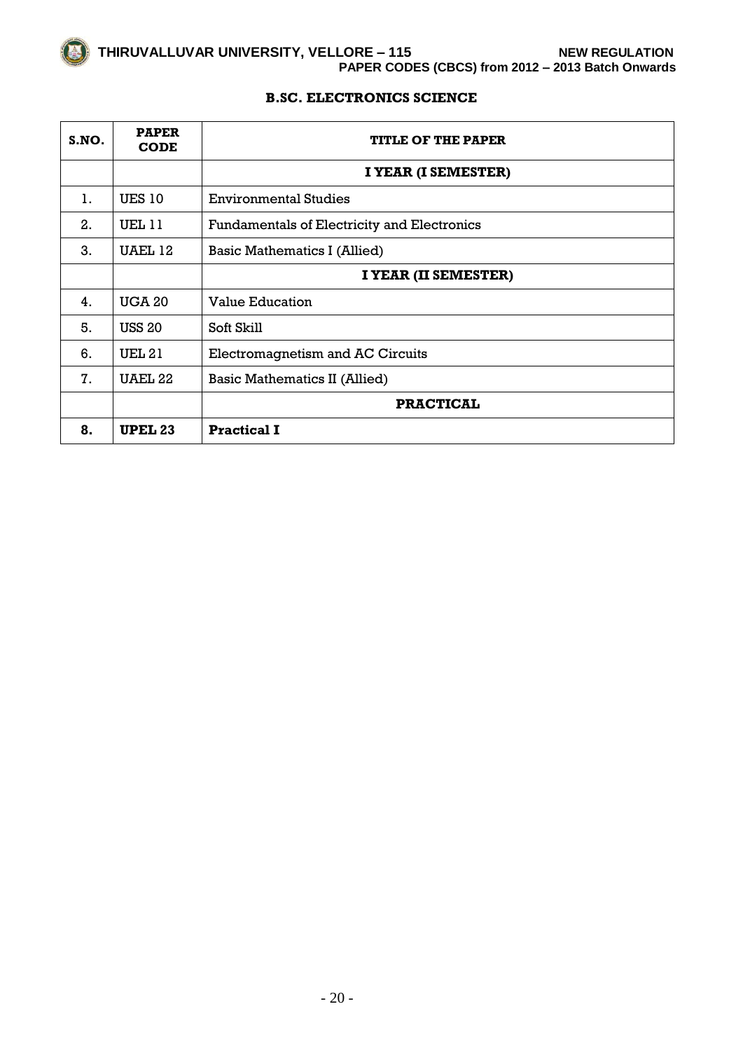## B.SC. ELECTRONICS SCIENCE

| S.NO. | PAPER CODE | TITLE OF THE PAPER |
|---|---|---|
| | | **I YEAR (I SEMESTER)** |
| 1. | UES 10 | Environmental Studies |
| 2. | UEL 11 | Fundamentals of Electricity and Electronics |
| 3. | UAEL 12 | Basic Mathematics I (Allied) |
| | | **I YEAR (II SEMESTER)** |
| 4. | UGA 20 | Value Education |
| 5. | USS 20 | Soft Skill |
| 6. | UEL 21 | Electromagnetism and AC Circuits |
| 7. | UAEL 22 | Basic Mathematics II (Allied) |
| | | **PRACTICAL** |
| **8.** | **UPEL 23** | **Practical I** |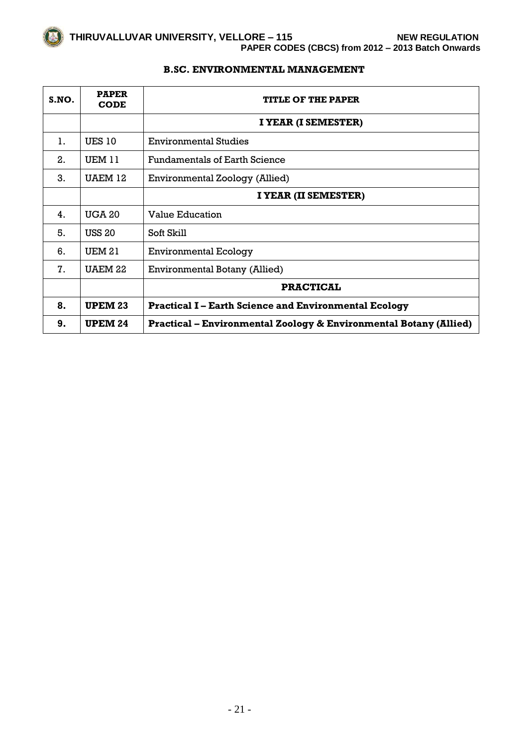## B.SC. ENVIRONMENTAL MANAGEMENT

| S.NO. | PAPER CODE | TITLE OF THE PAPER |
|---|---|---|
| | | **I YEAR (I SEMESTER)** |
| 1. | UES 10 | Environmental Studies |
| 2. | UEM 11 | Fundamentals of Earth Science |
| 3. | UAEM 12 | Environmental Zoology (Allied) |
| | | **I YEAR (II SEMESTER)** |
| 4. | UGA 20 | Value Education |
| 5. | USS 20 | Soft Skill |
| 6. | UEM 21 | Environmental Ecology |
| 7. | UAEM 22 | Environmental Botany (Allied) |
| | | **PRACTICAL** |
| **8.** | **UPEM 23** | **Practical I – Earth Science and Environmental Ecology** |
| **9.** | **UPEM 24** | **Practical – Environmental Zoology & Environmental Botany (Allied)** |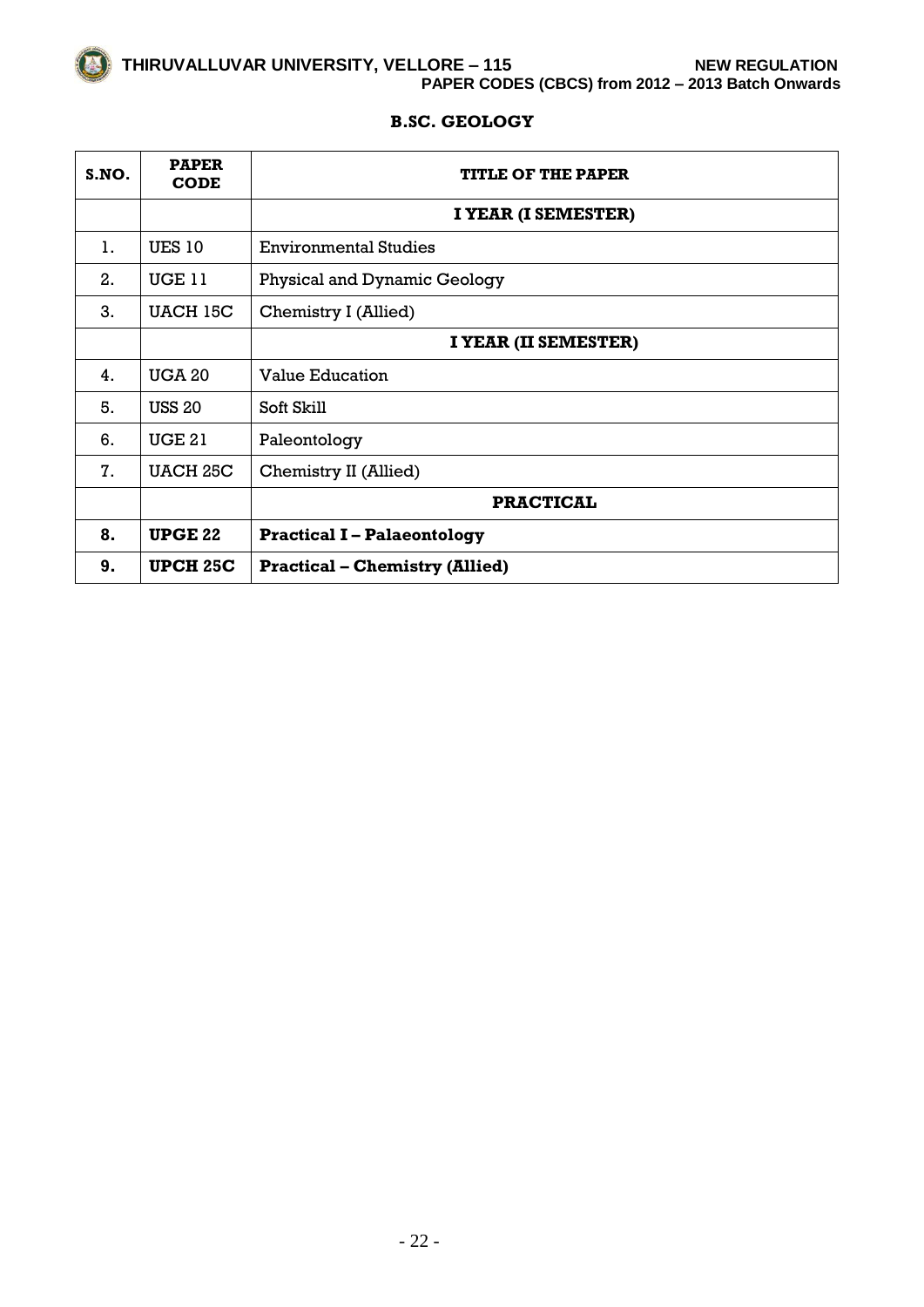## B.SC. GEOLOGY

| S.NO. | PAPER CODE | TITLE OF THE PAPER |
|---|---|---|
| | | **I YEAR (I SEMESTER)** |
| 1. | UES 10 | Environmental Studies |
| 2. | UGE 11 | Physical and Dynamic Geology |
| 3. | UACH 15C | Chemistry I (Allied) |
| | | **I YEAR (II SEMESTER)** |
| 4. | UGA 20 | Value Education |
| 5. | USS 20 | Soft Skill |
| 6. | UGE 21 | Paleontology |
| 7. | UACH 25C | Chemistry II (Allied) |
| | | **PRACTICAL** |
| **8.** | **UPGE 22** | **Practical I – Palaeontology** |
| **9.** | **UPCH 25C** | **Practical – Chemistry (Allied)** |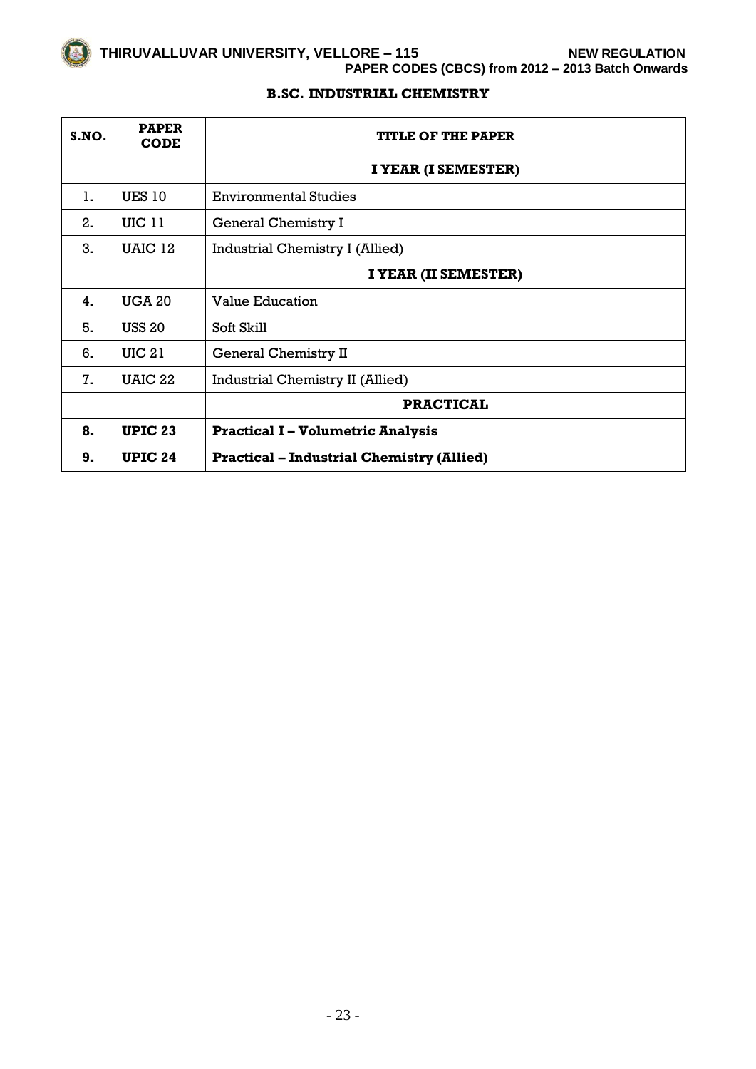## B.SC. INDUSTRIAL CHEMISTRY

| S.NO. | PAPER CODE | TITLE OF THE PAPER |
|---|---|---|
| | | **I YEAR (I SEMESTER)** |
| 1. | UES 10 | Environmental Studies |
| 2. | UIC 11 | General Chemistry I |
| 3. | UAIC 12 | Industrial Chemistry I (Allied) |
| | | **I YEAR (II SEMESTER)** |
| 4. | UGA 20 | Value Education |
| 5. | USS 20 | Soft Skill |
| 6. | UIC 21 | General Chemistry II |
| 7. | UAIC 22 | Industrial Chemistry II (Allied) |
| | | **PRACTICAL** |
| **8.** | **UPIC 23** | **Practical I – Volumetric Analysis** |
| **9.** | **UPIC 24** | **Practical – Industrial Chemistry (Allied)** |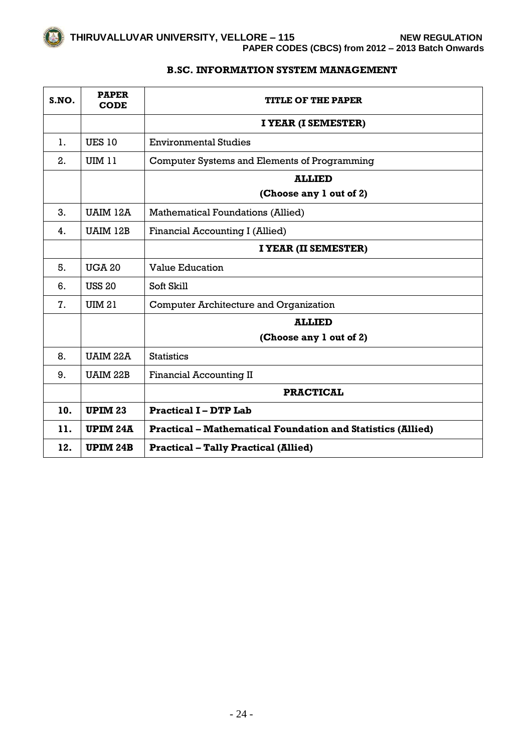## B.SC. INFORMATION SYSTEM MANAGEMENT

| S.NO. | PAPER CODE | TITLE OF THE PAPER |
|---|---|---|
| | | **I YEAR (I SEMESTER)** |
| 1. | UES 10 | Environmental Studies |
| 2. | UIM 11 | Computer Systems and Elements of Programming |
| | | **ALLIED (Choose any 1 out of 2)** |
| 3. | UAIM 12A | Mathematical Foundations (Allied) |
| 4. | UAIM 12B | Financial Accounting I (Allied) |
| | | **I YEAR (II SEMESTER)** |
| 5. | UGA 20 | Value Education |
| 6. | USS 20 | Soft Skill |
| 7. | UIM 21 | Computer Architecture and Organization |
| | | **ALLIED (Choose any 1 out of 2)** |
| 8. | UAIM 22A | Statistics |
| 9. | UAIM 22B | Financial Accounting II |
| | | **PRACTICAL** |
| **10.** | **UPIM 23** | **Practical I – DTP Lab** |
| **11.** | **UPIM 24A** | **Practical – Mathematical Foundation and Statistics (Allied)** |
| **12.** | **UPIM 24B** | **Practical – Tally Practical (Allied)** |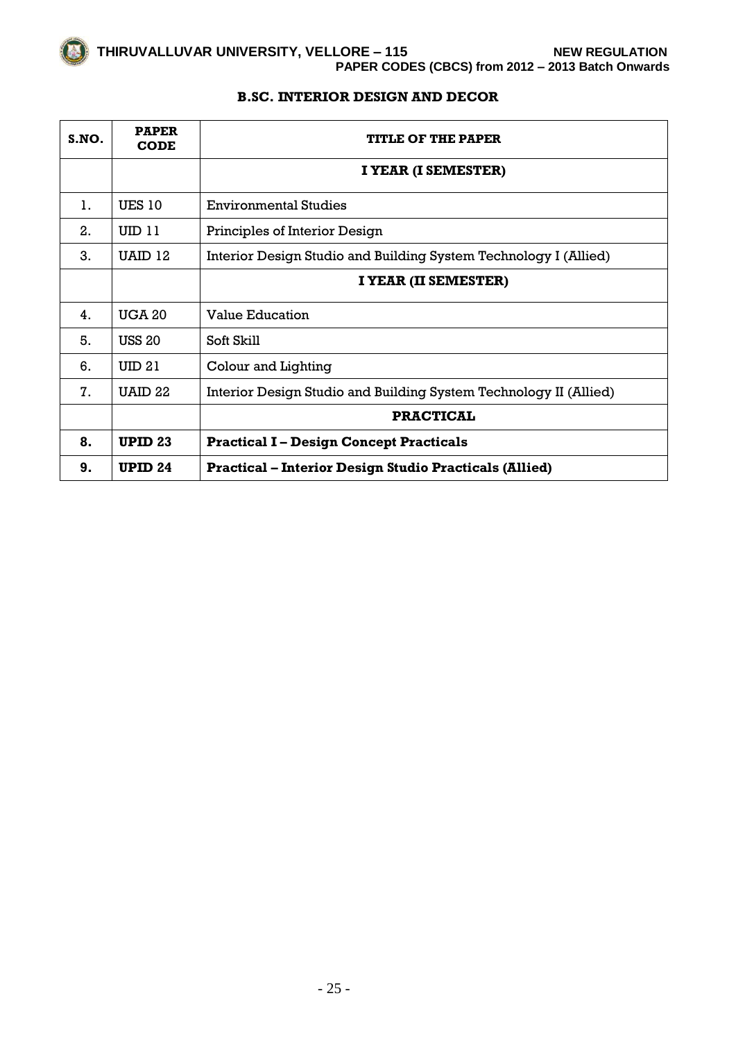## B.SC. INTERIOR DESIGN AND DECOR

| S.NO. | PAPER CODE | TITLE OF THE PAPER |
|---|---|---|
| | | **I YEAR (I SEMESTER)** |
| 1. | UES 10 | Environmental Studies |
| 2. | UID 11 | Principles of Interior Design |
| 3. | UAID 12 | Interior Design Studio and Building System Technology I (Allied) |
| | | **I YEAR (II SEMESTER)** |
| 4. | UGA 20 | Value Education |
| 5. | USS 20 | Soft Skill |
| 6. | UID 21 | Colour and Lighting |
| 7. | UAID 22 | Interior Design Studio and Building System Technology II (Allied) |
| | | **PRACTICAL** |
| **8.** | **UPID 23** | **Practical I – Design Concept Practicals** |
| **9.** | **UPID 24** | **Practical – Interior Design Studio Practicals (Allied)** |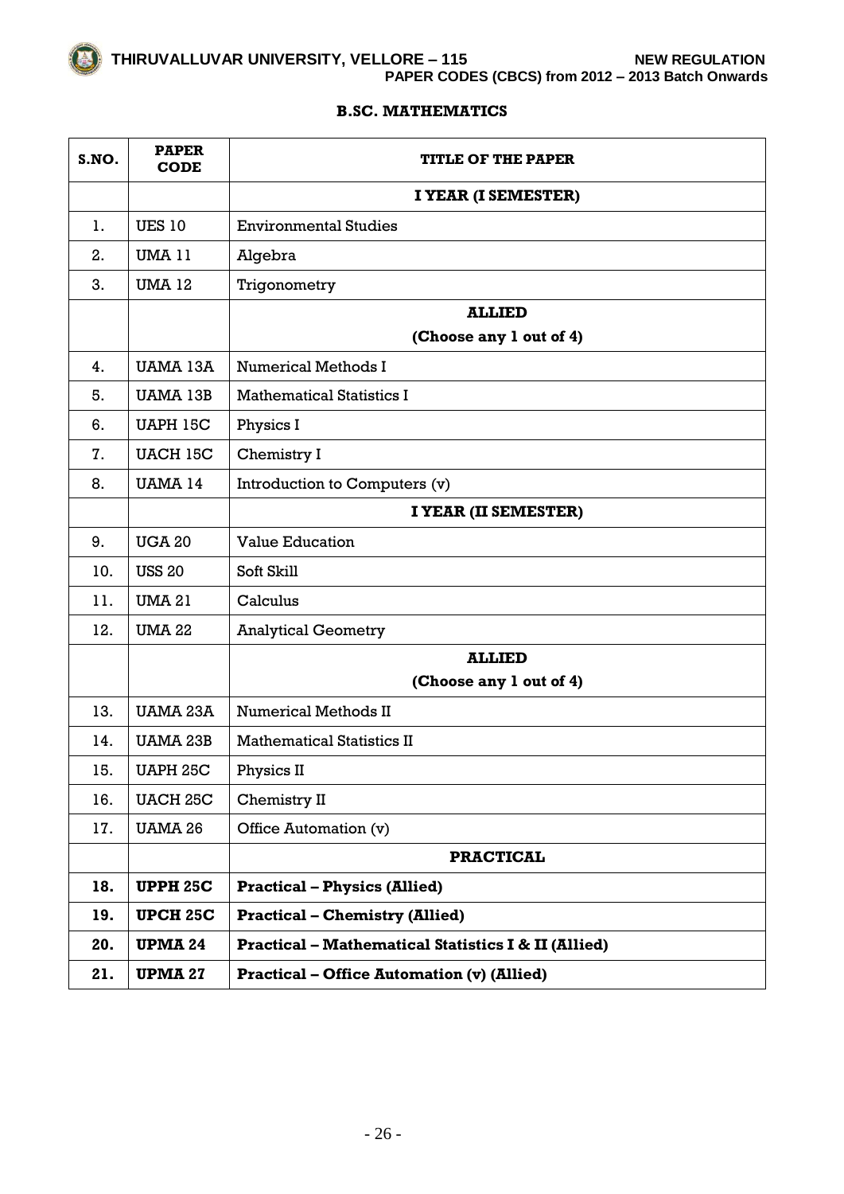## B.SC. MATHEMATICS

| S.NO. | PAPER CODE | TITLE OF THE PAPER |
|---|---|---|
| | | **I YEAR (I SEMESTER)** |
| 1. | UES 10 | Environmental Studies |
| 2. | UMA 11 | Algebra |
| 3. | UMA 12 | Trigonometry |
| | | **ALLIED (Choose any 1 out of 4)** |
| 4. | UAMA 13A | Numerical Methods I |
| 5. | UAMA 13B | Mathematical Statistics I |
| 6. | UAPH 15C | Physics I |
| 7. | UACH 15C | Chemistry I |
| 8. | UAMA 14 | Introduction to Computers (v) |
| | | **I YEAR (II SEMESTER)** |
| 9. | UGA 20 | Value Education |
| 10. | USS 20 | Soft Skill |
| 11. | UMA 21 | Calculus |
| 12. | UMA 22 | Analytical Geometry |
| | | **ALLIED (Choose any 1 out of 4)** |
| 13. | UAMA 23A | Numerical Methods II |
| 14. | UAMA 23B | Mathematical Statistics II |
| 15. | UAPH 25C | Physics II |
| 16. | UACH 25C | Chemistry II |
| 17. | UAMA 26 | Office Automation (v) |
| | | **PRACTICAL** |
| **18.** | **UPPH 25C** | **Practical – Physics (Allied)** |
| **19.** | **UPCH 25C** | **Practical – Chemistry (Allied)** |
| **20.** | **UPMA 24** | **Practical – Mathematical Statistics I & II (Allied)** |
| **21.** | **UPMA 27** | **Practical – Office Automation (v) (Allied)** |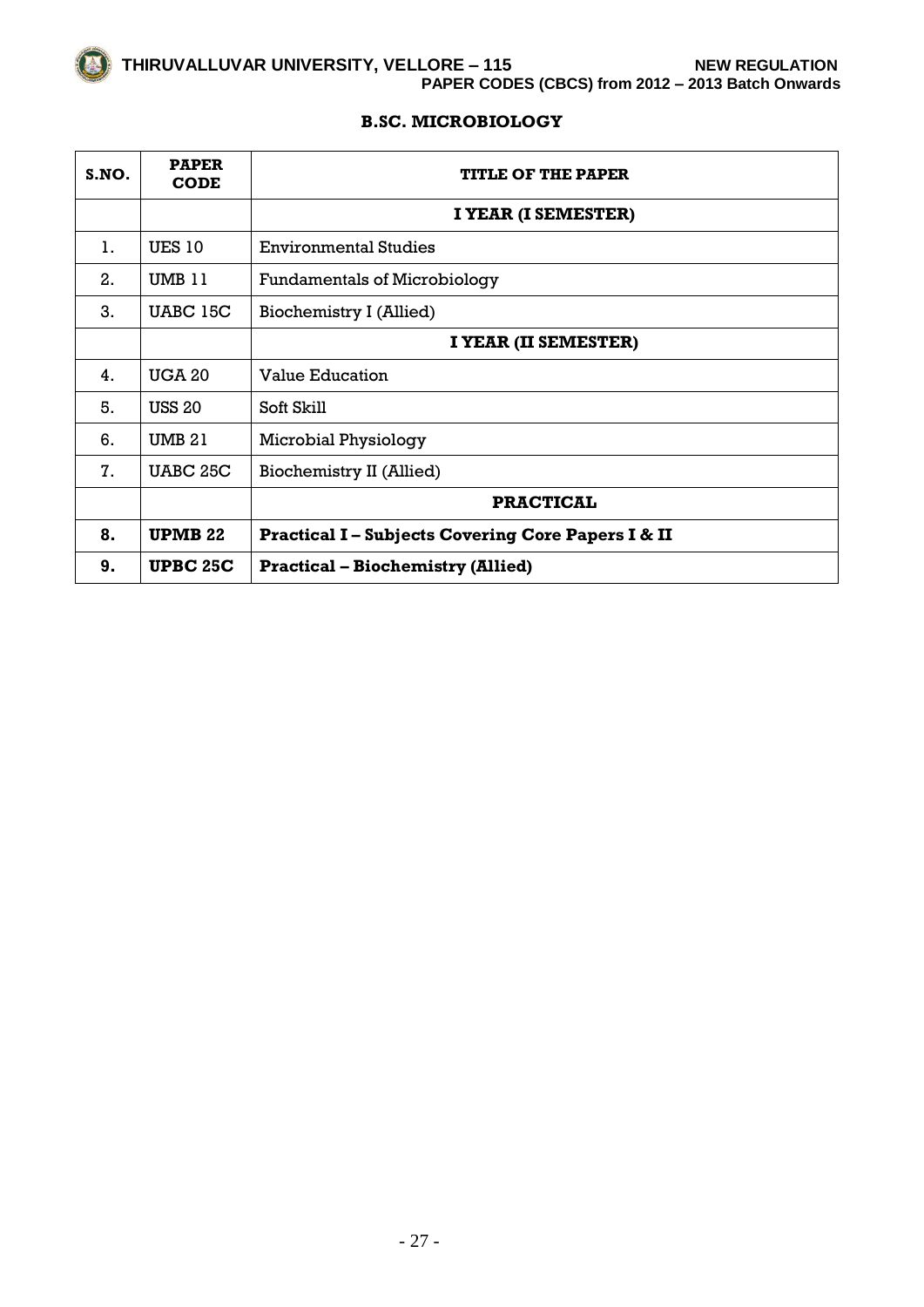## B.SC. MICROBIOLOGY

| S.NO. | PAPER CODE | TITLE OF THE PAPER |
|---|---|---|
| | | **I YEAR (I SEMESTER)** |
| 1. | UES 10 | Environmental Studies |
| 2. | UMB 11 | Fundamentals of Microbiology |
| 3. | UABC 15C | Biochemistry I (Allied) |
| | | **I YEAR (II SEMESTER)** |
| 4. | UGA 20 | Value Education |
| 5. | USS 20 | Soft Skill |
| 6. | UMB 21 | Microbial Physiology |
| 7. | UABC 25C | Biochemistry II (Allied) |
| | | **PRACTICAL** |
| **8.** | **UPMB 22** | **Practical I – Subjects Covering Core Papers I & II** |
| **9.** | **UPBC 25C** | **Practical – Biochemistry (Allied)** |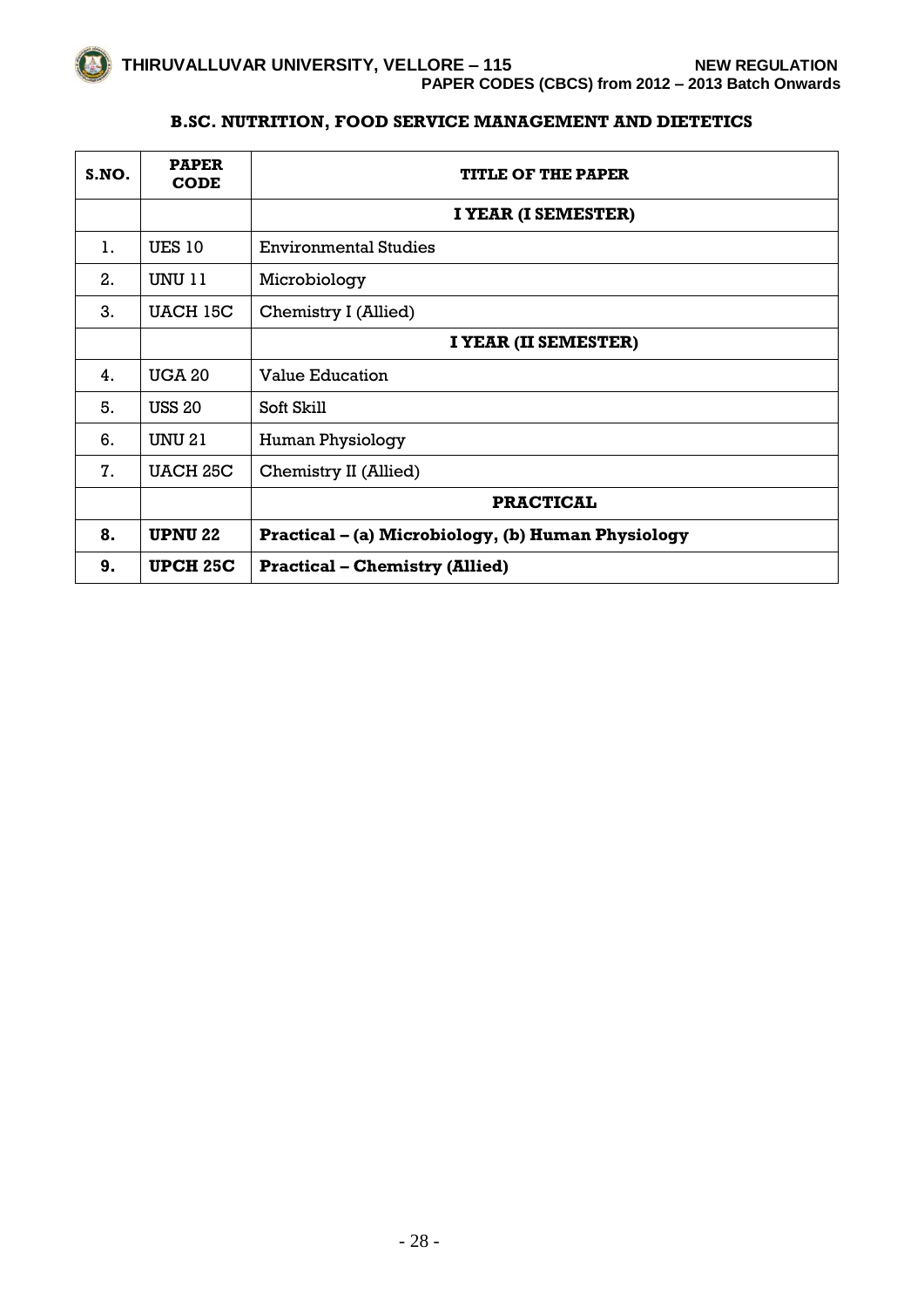## B.SC. NUTRITION, FOOD SERVICE MANAGEMENT AND DIETETICS

| S.NO. | PAPER CODE | TITLE OF THE PAPER |
|---|---|---|
| | | **I YEAR (I SEMESTER)** |
| 1. | UES 10 | Environmental Studies |
| 2. | UNU 11 | Microbiology |
| 3. | UACH 15C | Chemistry I (Allied) |
| | | **I YEAR (II SEMESTER)** |
| 4. | UGA 20 | Value Education |
| 5. | USS 20 | Soft Skill |
| 6. | UNU 21 | Human Physiology |
| 7. | UACH 25C | Chemistry II (Allied) |
| | | **PRACTICAL** |
| **8.** | **UPNU 22** | **Practical – (a) Microbiology, (b) Human Physiology** |
| **9.** | **UPCH 25C** | **Practical – Chemistry (Allied)** |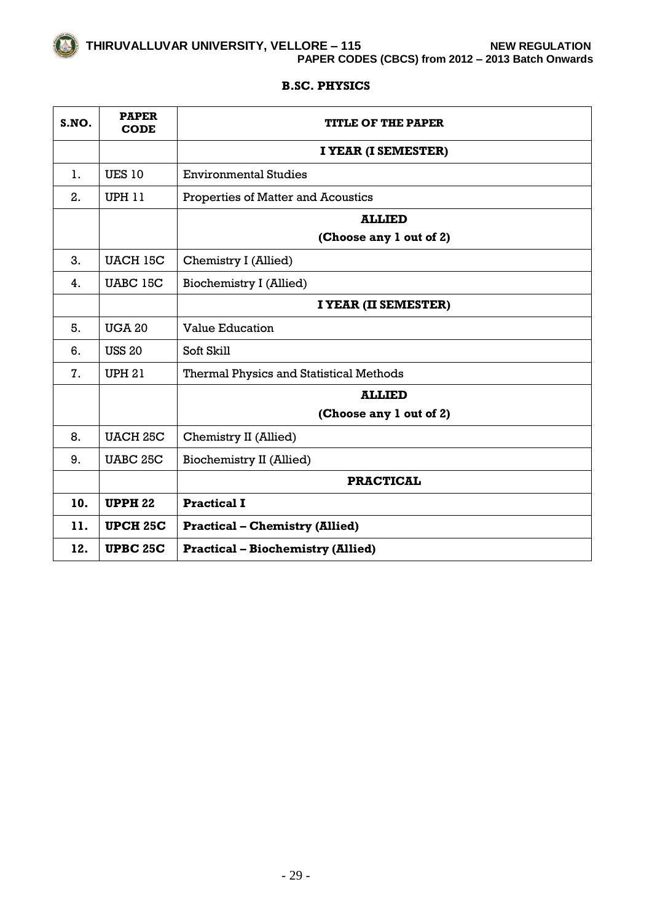## B.SC. PHYSICS

| S.NO. | PAPER CODE | TITLE OF THE PAPER |
|---|---|---|
| | | **I YEAR (I SEMESTER)** |
| 1. | UES 10 | Environmental Studies |
| 2. | UPH 11 | Properties of Matter and Acoustics |
| | | **ALLIED (Choose any 1 out of 2)** |
| 3. | UACH 15C | Chemistry I (Allied) |
| 4. | UABC 15C | Biochemistry I (Allied) |
| | | **I YEAR (II SEMESTER)** |
| 5. | UGA 20 | Value Education |
| 6. | USS 20 | Soft Skill |
| 7. | UPH 21 | Thermal Physics and Statistical Methods |
| | | **ALLIED (Choose any 1 out of 2)** |
| 8. | UACH 25C | Chemistry II (Allied) |
| 9. | UABC 25C | Biochemistry II (Allied) |
| | | **PRACTICAL** |
| **10.** | **UPPH 22** | **Practical I** |
| **11.** | **UPCH 25C** | **Practical – Chemistry (Allied)** |
| **12.** | **UPBC 25C** | **Practical – Biochemistry (Allied)** |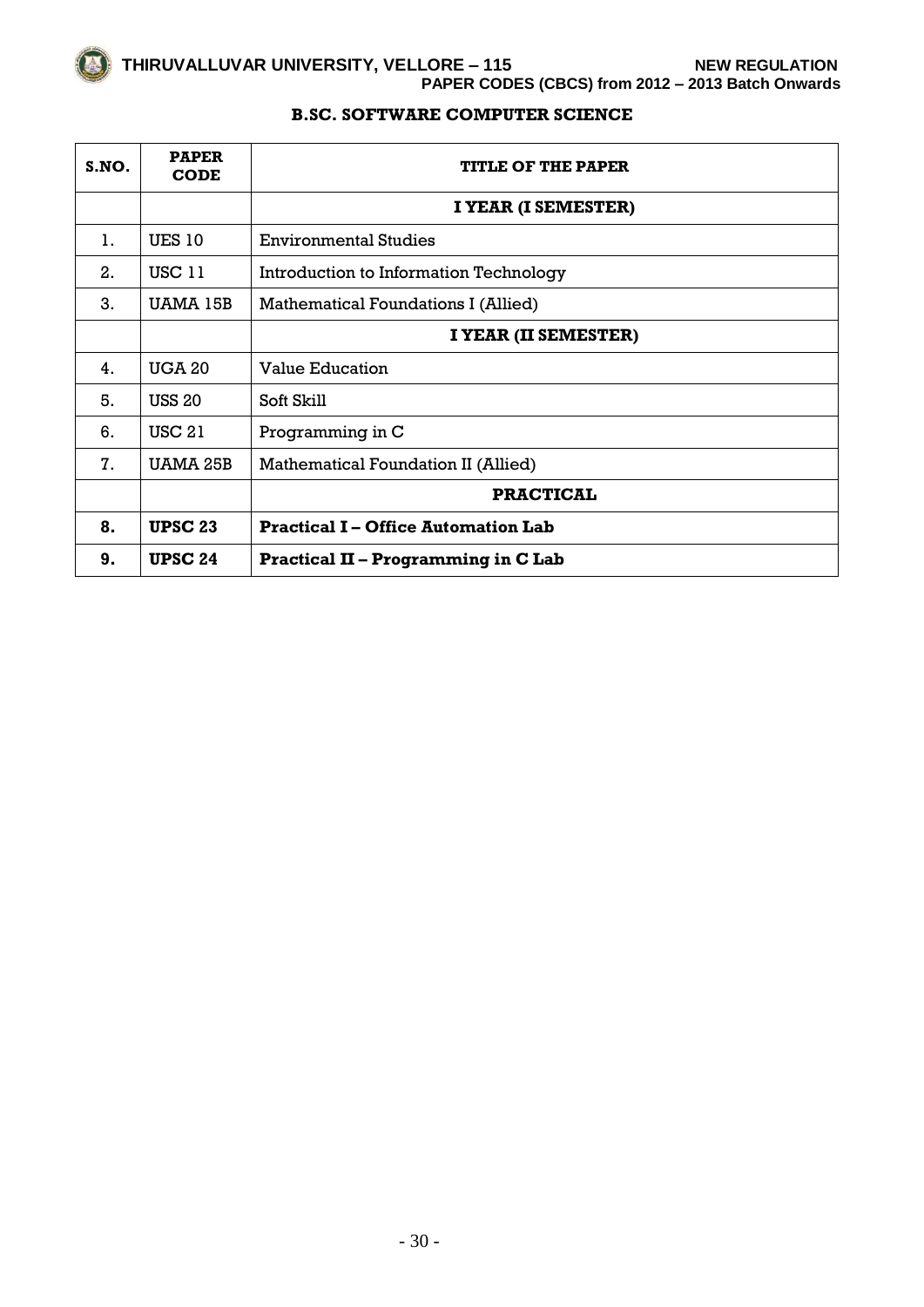## B.SC. SOFTWARE COMPUTER SCIENCE

| S.NO. | PAPER CODE | TITLE OF THE PAPER |
|---|---|---|
| | | **I YEAR (I SEMESTER)** |
| 1. | UES 10 | Environmental Studies |
| 2. | USC 11 | Introduction to Information Technology |
| 3. | UAMA 15B | Mathematical Foundations I (Allied) |
| | | **I YEAR (II SEMESTER)** |
| 4. | UGA 20 | Value Education |
| 5. | USS 20 | Soft Skill |
| 6. | USC 21 | Programming in C |
| 7. | UAMA 25B | Mathematical Foundation II (Allied) |
| | | **PRACTICAL** |
| **8.** | **UPSC 23** | **Practical I – Office Automation Lab** |
| **9.** | **UPSC 24** | **Practical II – Programming in C Lab** |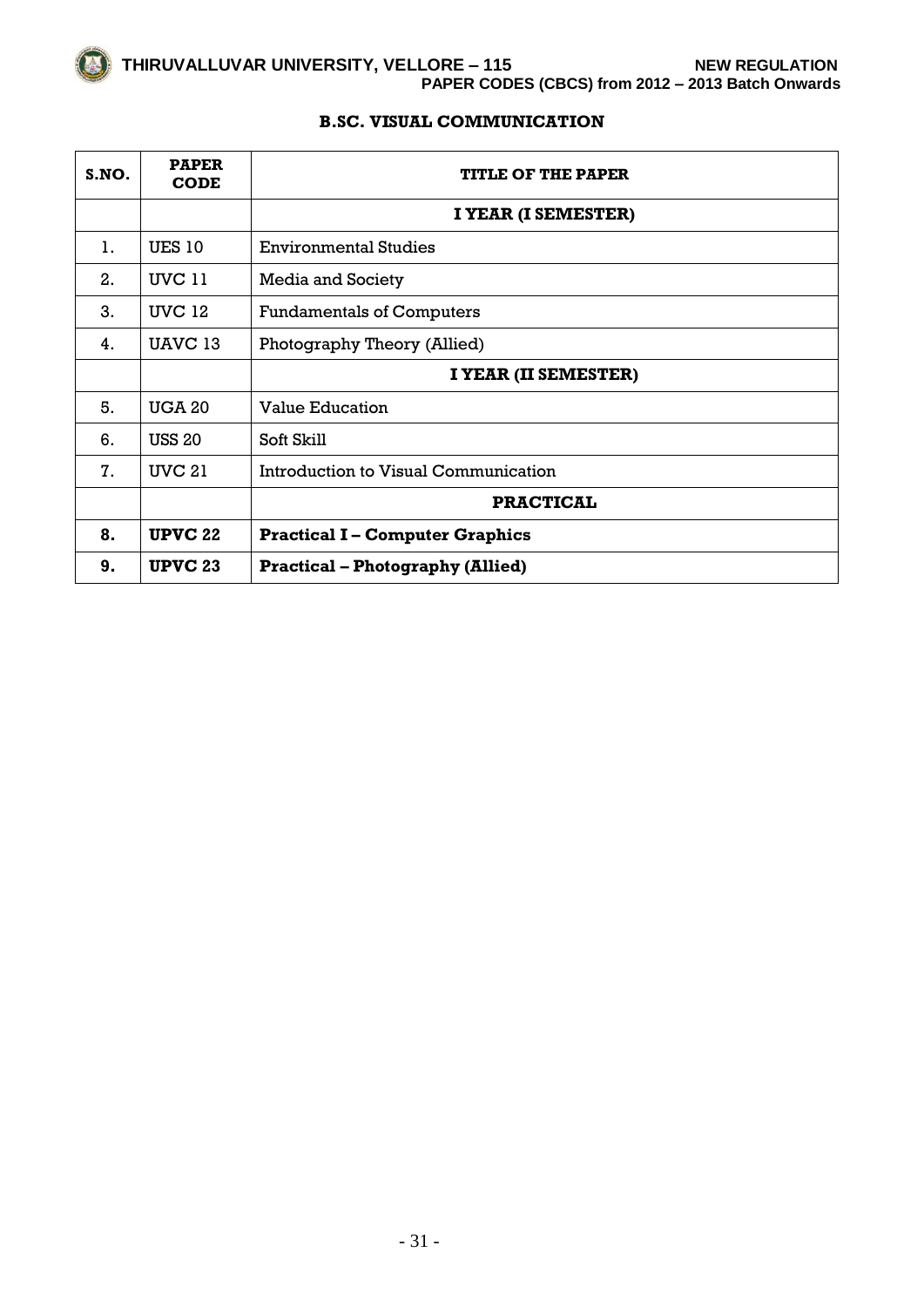## B.SC. VISUAL COMMUNICATION

| S.NO. | PAPER CODE | TITLE OF THE PAPER |
|---|---|---|
| | | **I YEAR (I SEMESTER)** |
| 1. | UES 10 | Environmental Studies |
| 2. | UVC 11 | Media and Society |
| 3. | UVC 12 | Fundamentals of Computers |
| 4. | UAVC 13 | Photography Theory (Allied) |
| | | **I YEAR (II SEMESTER)** |
| 5. | UGA 20 | Value Education |
| 6. | USS 20 | Soft Skill |
| 7. | UVC 21 | Introduction to Visual Communication |
| | | **PRACTICAL** |
| **8.** | **UPVC 22** | **Practical I – Computer Graphics** |
| **9.** | **UPVC 23** | **Practical – Photography (Allied)** |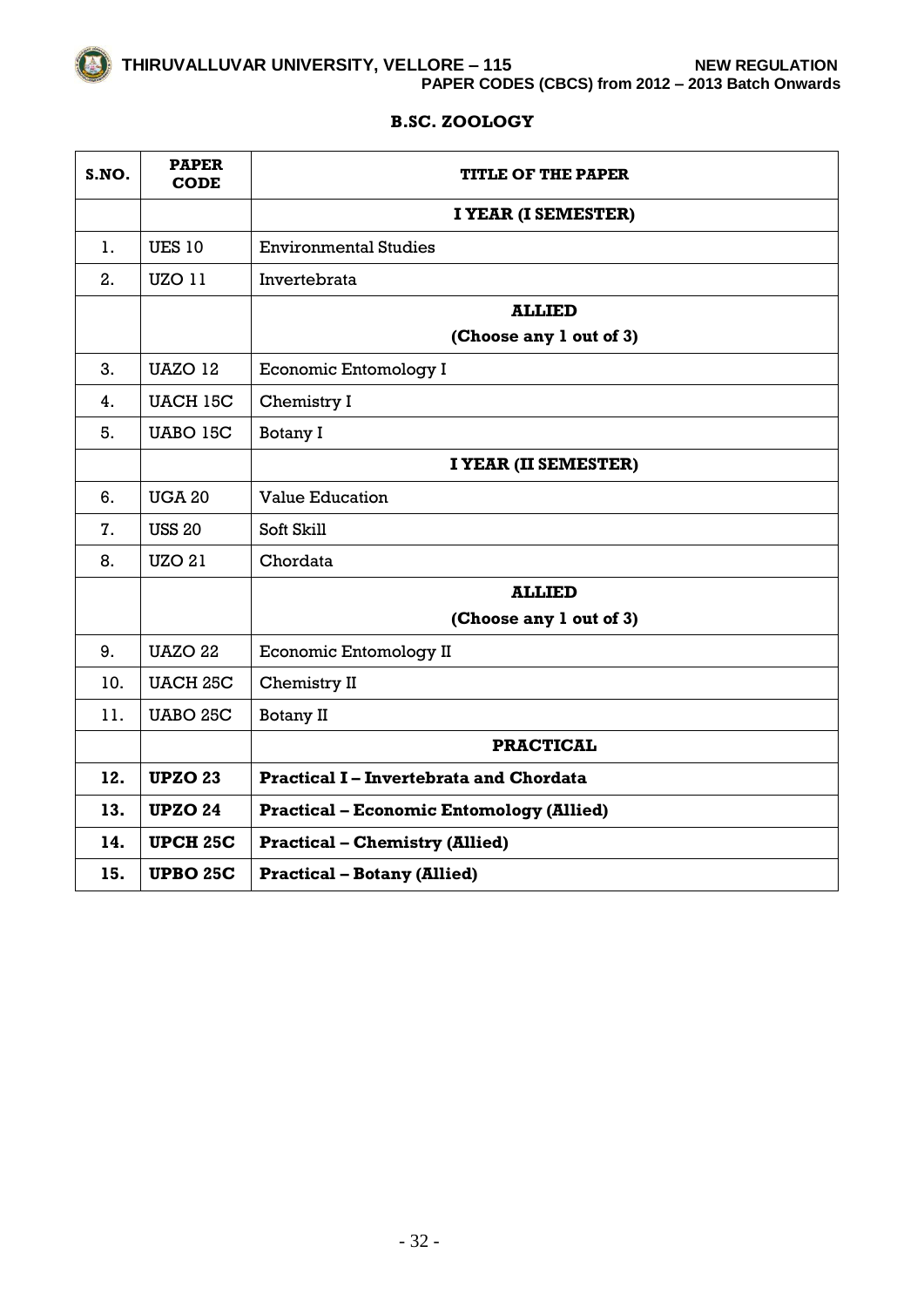## B.SC. ZOOLOGY

| S.NO. | PAPER CODE | TITLE OF THE PAPER |
|---|---|---|
| | | **I YEAR (I SEMESTER)** |
| 1. | UES 10 | Environmental Studies |
| 2. | UZO 11 | Invertebrata |
| | | **ALLIED (Choose any 1 out of 3)** |
| 3. | UAZO 12 | Economic Entomology I |
| 4. | UACH 15C | Chemistry I |
| 5. | UABO 15C | Botany I |
| | | **I YEAR (II SEMESTER)** |
| 6. | UGA 20 | Value Education |
| 7. | USS 20 | Soft Skill |
| 8. | UZO 21 | Chordata |
| | | **ALLIED (Choose any 1 out of 3)** |
| 9. | UAZO 22 | Economic Entomology II |
| 10. | UACH 25C | Chemistry II |
| 11. | UABO 25C | Botany II |
| | | **PRACTICAL** |
| **12.** | **UPZO 23** | **Practical I – Invertebrata and Chordata** |
| **13.** | **UPZO 24** | **Practical – Economic Entomology (Allied)** |
| **14.** | **UPCH 25C** | **Practical – Chemistry (Allied)** |
| **15.** | **UPBO 25C** | **Practical – Botany (Allied)** |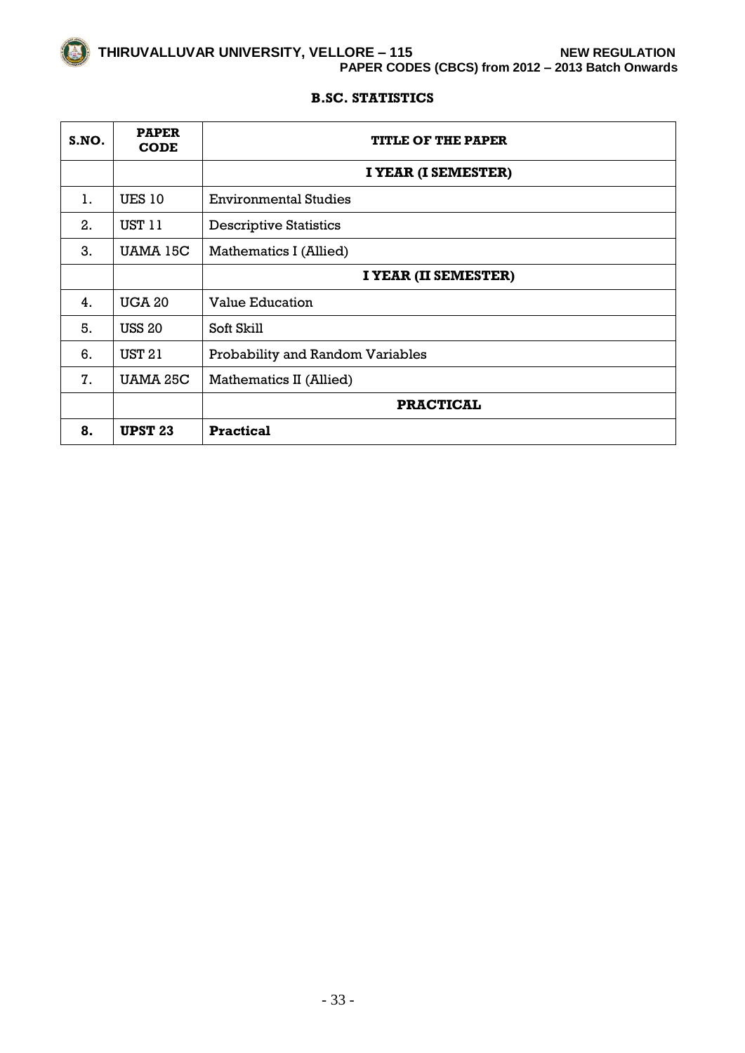## B.SC. STATISTICS

| S.NO. | PAPER CODE | TITLE OF THE PAPER |
|---|---|---|
| | | **I YEAR (I SEMESTER)** |
| 1. | UES 10 | Environmental Studies |
| 2. | UST 11 | Descriptive Statistics |
| 3. | UAMA 15C | Mathematics I (Allied) |
| | | **I YEAR (II SEMESTER)** |
| 4. | UGA 20 | Value Education |
| 5. | USS 20 | Soft Skill |
| 6. | UST 21 | Probability and Random Variables |
| 7. | UAMA 25C | Mathematics II (Allied) |
| | | **PRACTICAL** |
| **8.** | **UPST 23** | **Practical** |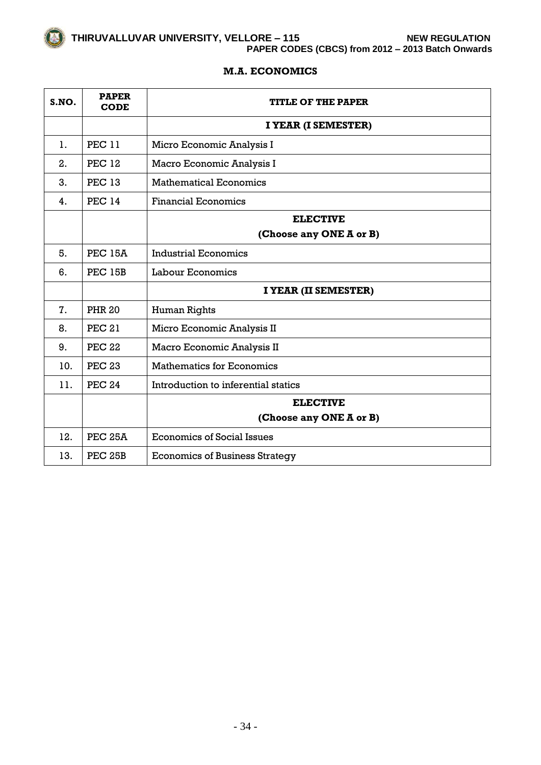## M.A. ECONOMICS

| S.NO. | PAPER CODE | TITLE OF THE PAPER |
|---|---|---|
| | | **I YEAR (I SEMESTER)** |
| 1. | PEC 11 | Micro Economic Analysis I |
| 2. | PEC 12 | Macro Economic Analysis I |
| 3. | PEC 13 | Mathematical Economics |
| 4. | PEC 14 | Financial Economics |
| | | **ELECTIVE (Choose any ONE A or B)** |
| 5. | PEC 15A | Industrial Economics |
| 6. | PEC 15B | Labour Economics |
| | | **I YEAR (II SEMESTER)** |
| 7. | PHR 20 | Human Rights |
| 8. | PEC 21 | Micro Economic Analysis II |
| 9. | PEC 22 | Macro Economic Analysis II |
| 10. | PEC 23 | Mathematics for Economics |
| 11. | PEC 24 | Introduction to inferential statics |
| | | **ELECTIVE (Choose any ONE A or B)** |
| 12. | PEC 25A | Economics of Social Issues |
| 13. | PEC 25B | Economics of Business Strategy |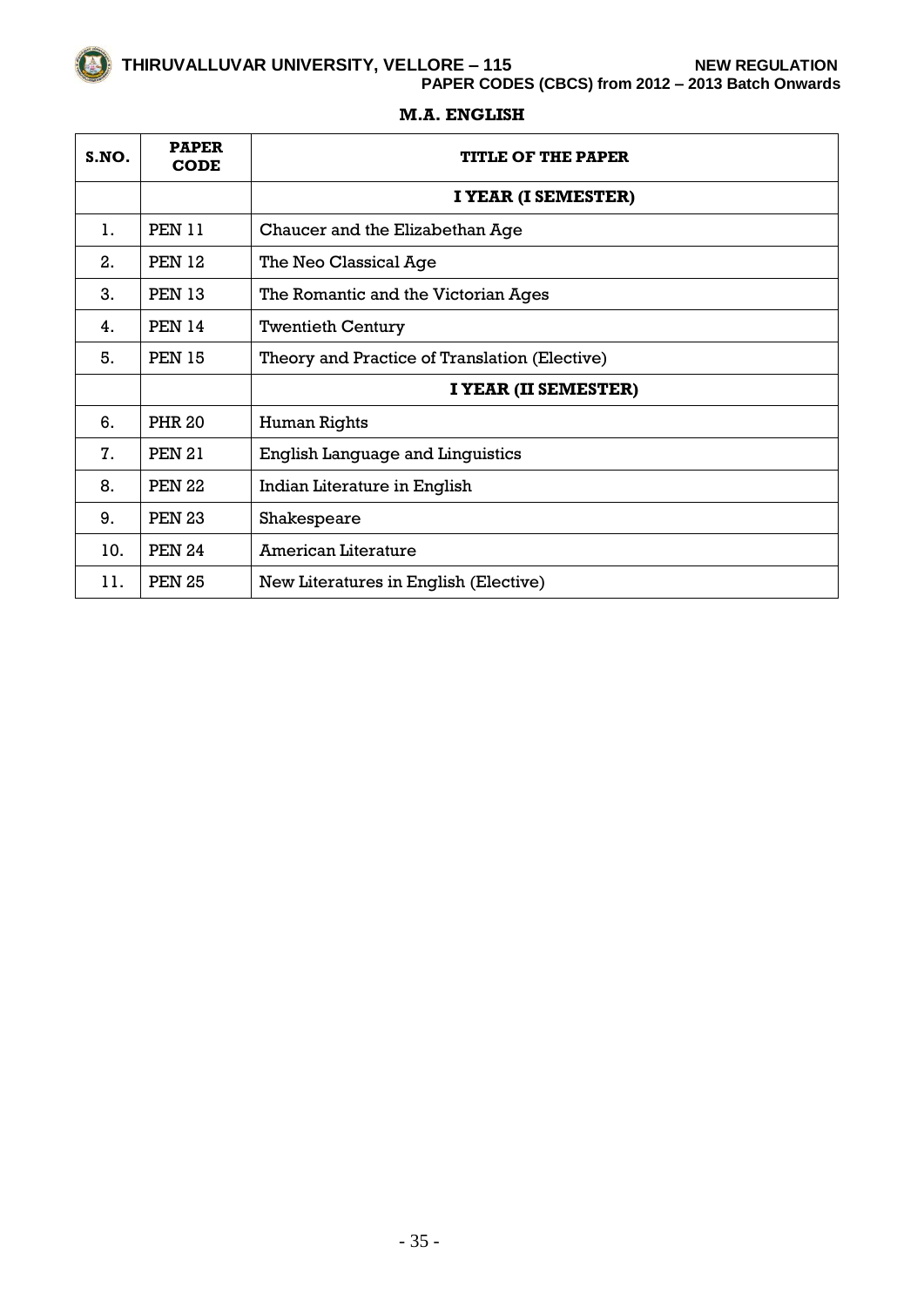## M.A. ENGLISH

| S.NO. | PAPER CODE | TITLE OF THE PAPER |
|---|---|---|
| | | **I YEAR (I SEMESTER)** |
| 1. | PEN 11 | Chaucer and the Elizabethan Age |
| 2. | PEN 12 | The Neo Classical Age |
| 3. | PEN 13 | The Romantic and the Victorian Ages |
| 4. | PEN 14 | Twentieth Century |
| 5. | PEN 15 | Theory and Practice of Translation (Elective) |
| | | **I YEAR (II SEMESTER)** |
| 6. | PHR 20 | Human Rights |
| 7. | PEN 21 | English Language and Linguistics |
| 8. | PEN 22 | Indian Literature in English |
| 9. | PEN 23 | Shakespeare |
| 10. | PEN 24 | American Literature |
| 11. | PEN 25 | New Literatures in English (Elective) |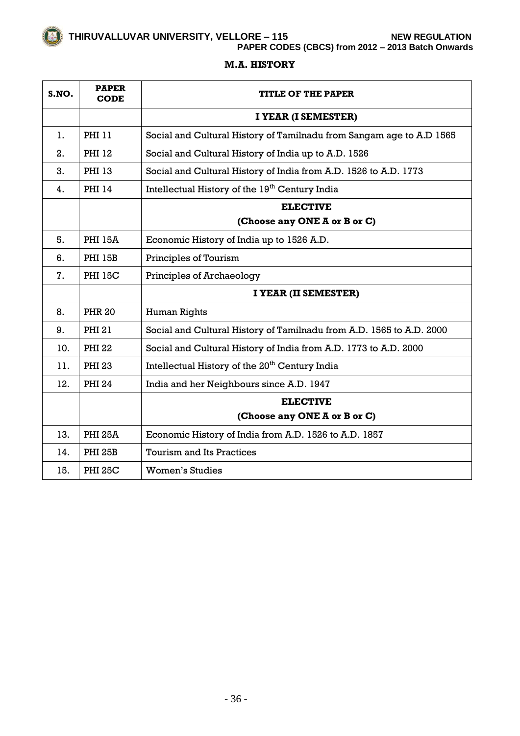## M.A. HISTORY

| S.NO. | PAPER CODE | TITLE OF THE PAPER |
|---|---|---|
| | | **I YEAR (I SEMESTER)** |
| 1. | PHI 11 | Social and Cultural History of Tamilnadu from Sangam age to A.D 1565 |
| 2. | PHI 12 | Social and Cultural History of India up to A.D. 1526 |
| 3. | PHI 13 | Social and Cultural History of India from A.D. 1526 to A.D. 1773 |
| 4. | PHI 14 | Intellectual History of the 19th Century India |
| | | **ELECTIVE (Choose any ONE A or B or C)** |
| 5. | PHI 15A | Economic History of India up to 1526 A.D. |
| 6. | PHI 15B | Principles of Tourism |
| 7. | PHI 15C | Principles of Archaeology |
| | | **I YEAR (II SEMESTER)** |
| 8. | PHR 20 | Human Rights |
| 9. | PHI 21 | Social and Cultural History of Tamilnadu from A.D. 1565 to A.D. 2000 |
| 10. | PHI 22 | Social and Cultural History of India from A.D. 1773 to A.D. 2000 |
| 11. | PHI 23 | Intellectual History of the 20th Century India |
| 12. | PHI 24 | India and her Neighbours since A.D. 1947 |
| | | **ELECTIVE (Choose any ONE A or B or C)** |
| 13. | PHI 25A | Economic History of India from A.D. 1526 to A.D. 1857 |
| 14. | PHI 25B | Tourism and Its Practices |
| 15. | PHI 25C | Women's Studies |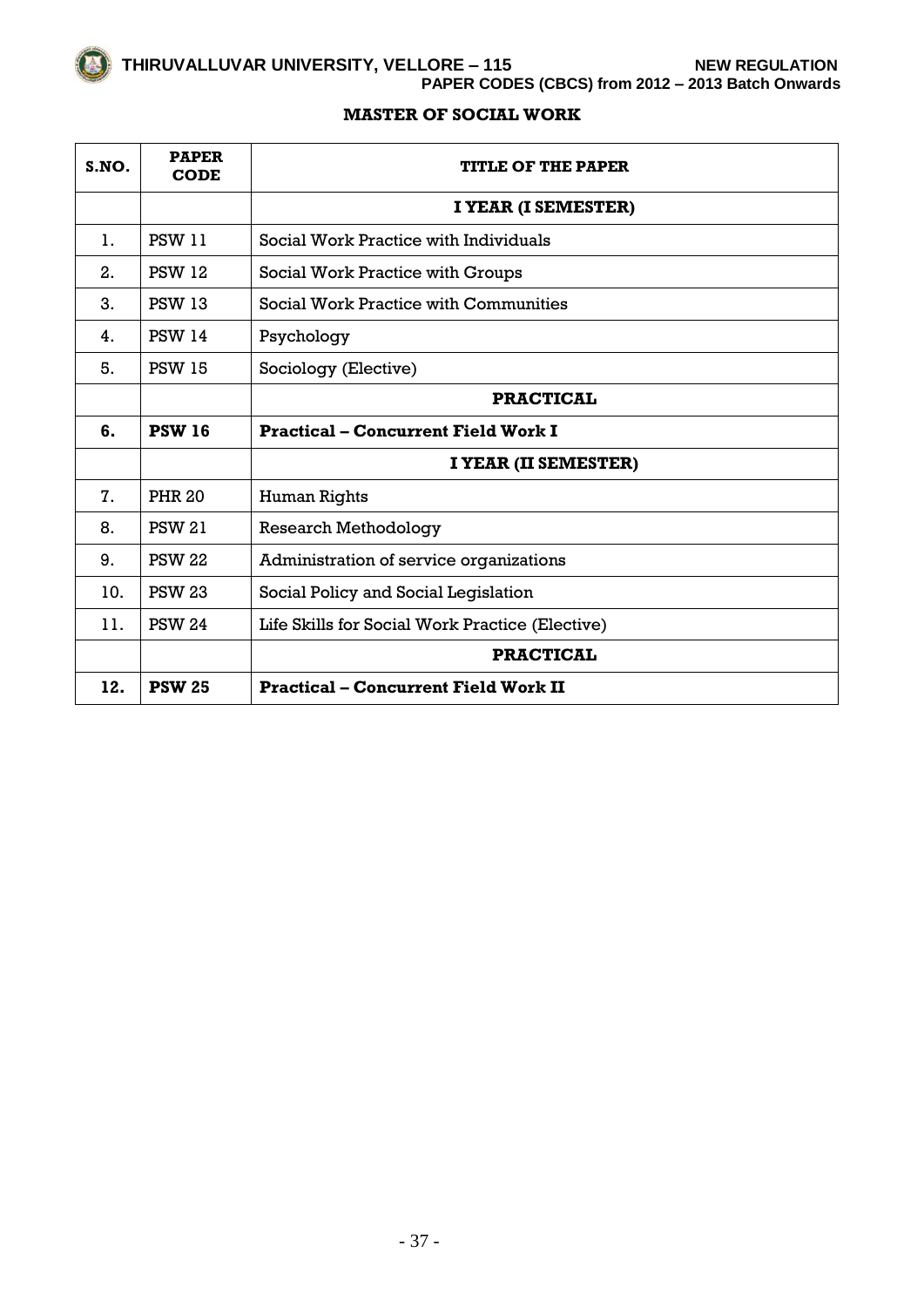## MASTER OF SOCIAL WORK

| S.NO. | PAPER CODE | TITLE OF THE PAPER |
|---|---|---|
| | | **I YEAR (I SEMESTER)** |
| 1. | PSW 11 | Social Work Practice with Individuals |
| 2. | PSW 12 | Social Work Practice with Groups |
| 3. | PSW 13 | Social Work Practice with Communities |
| 4. | PSW 14 | Psychology |
| 5. | PSW 15 | Sociology (Elective) |
| | | **PRACTICAL** |
| **6.** | **PSW 16** | **Practical – Concurrent Field Work I** |
| | | **I YEAR (II SEMESTER)** |
| 7. | PHR 20 | Human Rights |
| 8. | PSW 21 | Research Methodology |
| 9. | PSW 22 | Administration of service organizations |
| 10. | PSW 23 | Social Policy and Social Legislation |
| 11. | PSW 24 | Life Skills for Social Work Practice (Elective) |
| | | **PRACTICAL** |
| **12.** | **PSW 25** | **Practical – Concurrent Field Work II** |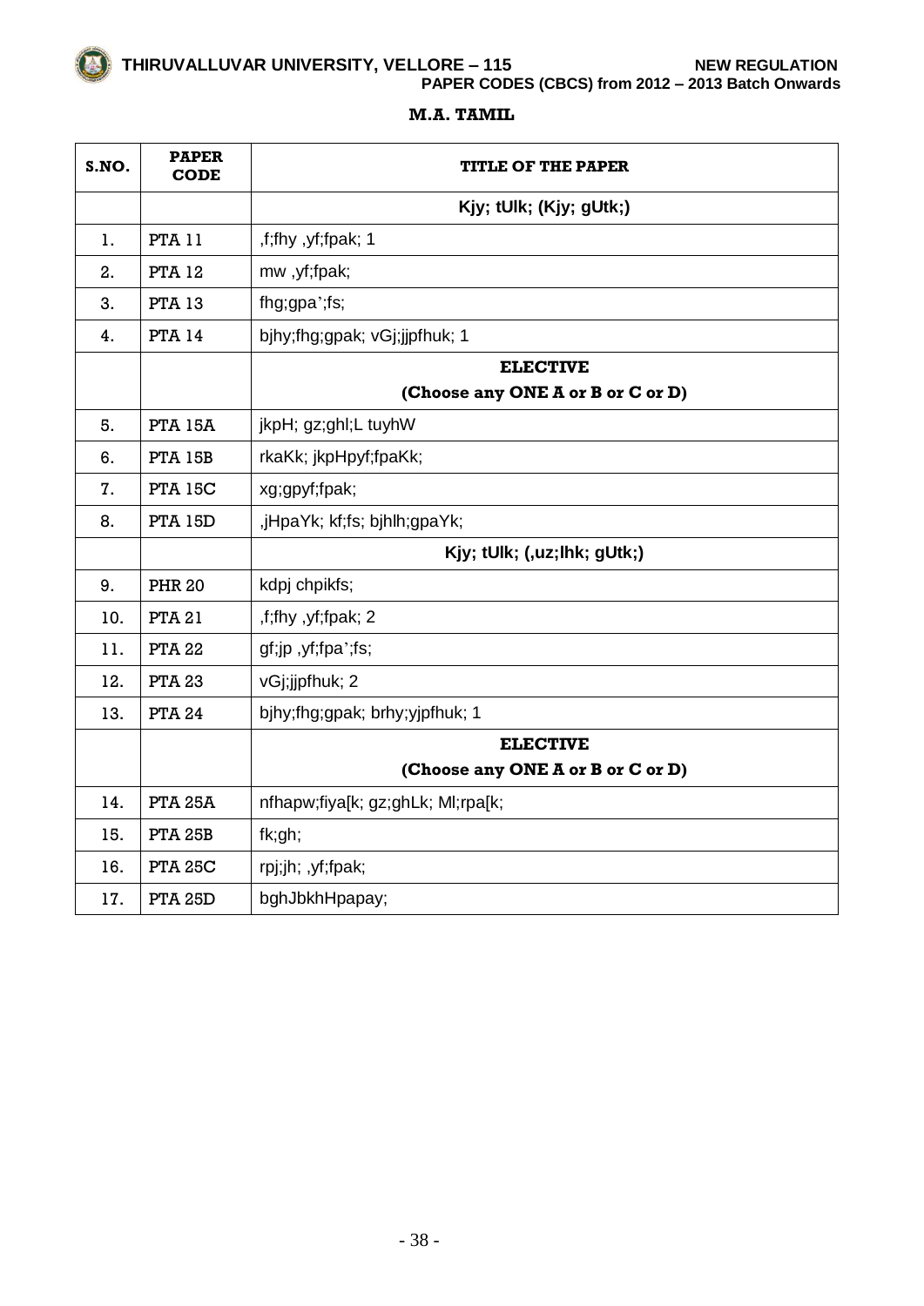THIRUVALLUVAR UNIVERSITY, VELLORE – 115 NEW REGULATION
PAPER CODES (CBCS) from 2012 – 2013 Batch Onwards

## M.A. TAMIL

| S.NO. | PAPER CODE | TITLE OF THE PAPER |
|---|---|---|
| | | **Kjy; tUlk; (Kjy; gUtk;)** |
| 1. | PTA 11 | ,f;fhy ,yf;fpak; 1 |
| 2. | PTA 12 | mw ,yf;fpak; |
| 3. | PTA 13 | fhg;gpa';fs; |
| 4. | PTA 14 | bjhy;fhg;gpak; vGj;jjpfhuk; 1 |
| | | **ELECTIVE (Choose any ONE A or B or C or D)** |
| 5. | PTA 15A | jkpH; gz;ghl;L tuyhW |
| 6. | PTA 15B | rkaKk; jkpHpyf;fpaKk; |
| 7. | PTA 15C | xg;gpyf;fpak; |
| 8. | PTA 15D | ,jHpaYk; kf;fs; bjhlh;gpaYk; |
| | | **Kjy; tUlk; (,uz;lhk; gUtk;)** |
| 9. | PHR 20 | kdpj chpikfs; |
| 10. | PTA 21 | ,f;fhy ,yf;fpak; 2 |
| 11. | PTA 22 | gf;jp ,yf;fpa';fs; |
| 12. | PTA 23 | vGj;jjpfhuk; 2 |
| 13. | PTA 24 | bjhy;fhg;gpak; brhy;yjpfhuk; 1 |
| | | **ELECTIVE (Choose any ONE A or B or C or D)** |
| 14. | PTA 25A | nfhapw;fiya[k; gz;ghLk; Ml;rpa[k; |
| 15. | PTA 25B | fk;gh; |
| 16. | PTA 25C | rpj;jh; ,yf;fpak; |
| 17. | PTA 25D | bghJbkhHpapay; |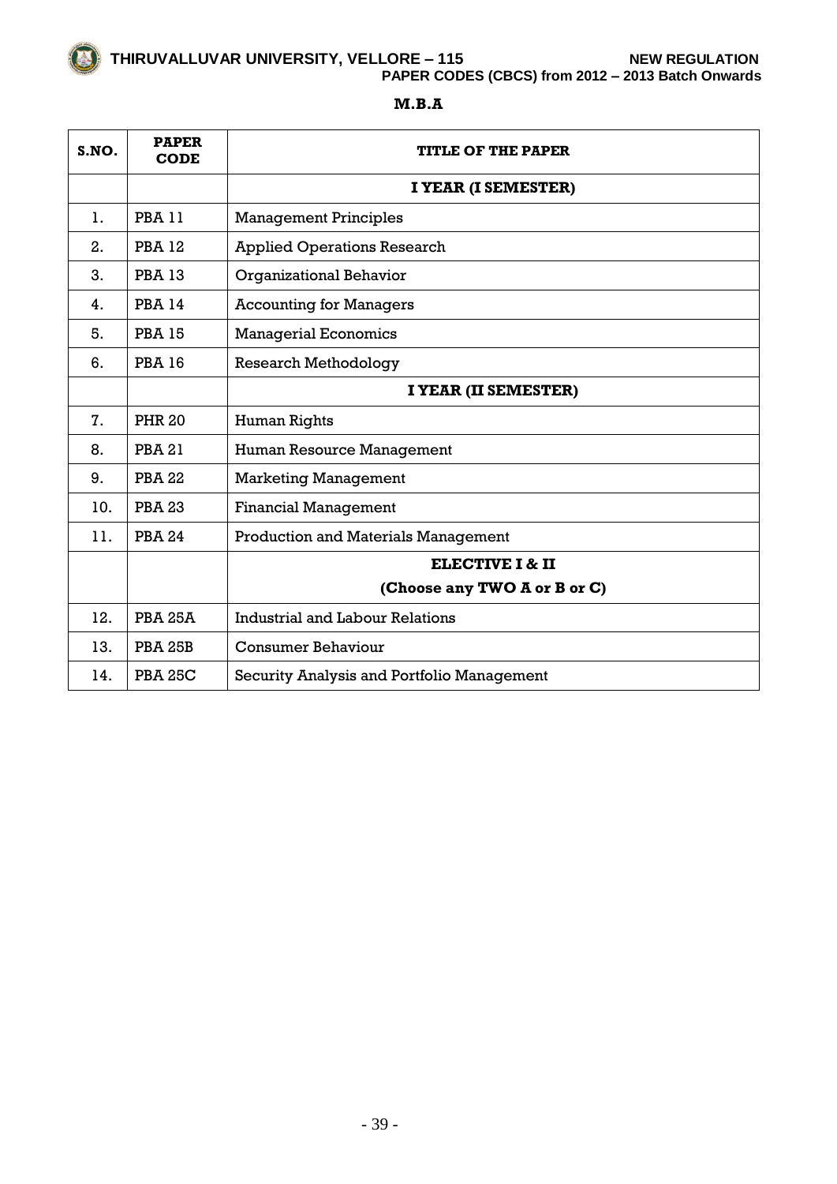## M.B.A

| S.NO. | PAPER CODE | TITLE OF THE PAPER |
|---|---|---|
| | | **I YEAR (I SEMESTER)** |
| 1. | PBA 11 | Management Principles |
| 2. | PBA 12 | Applied Operations Research |
| 3. | PBA 13 | Organizational Behavior |
| 4. | PBA 14 | Accounting for Managers |
| 5. | PBA 15 | Managerial Economics |
| 6. | PBA 16 | Research Methodology |
| | | **I YEAR (II SEMESTER)** |
| 7. | PHR 20 | Human Rights |
| 8. | PBA 21 | Human Resource Management |
| 9. | PBA 22 | Marketing Management |
| 10. | PBA 23 | Financial Management |
| 11. | PBA 24 | Production and Materials Management |
| | | **ELECTIVE I & II (Choose any TWO A or B or C)** |
| 12. | PBA 25A | Industrial and Labour Relations |
| 13. | PBA 25B | Consumer Behaviour |
| 14. | PBA 25C | Security Analysis and Portfolio Management |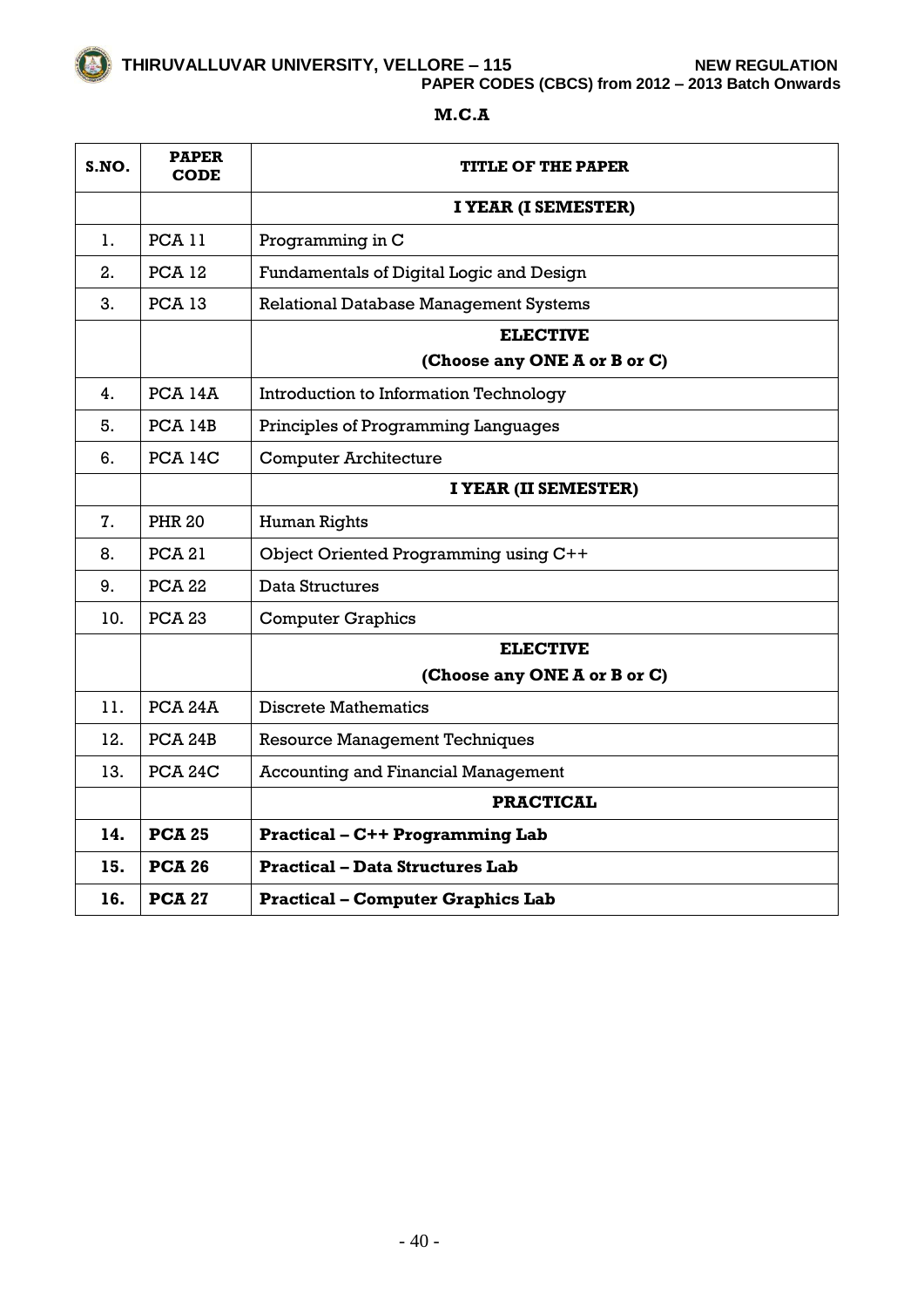THIRUVALLUVAR UNIVERSITY, VELLORE – 115 NEW REGULATION
PAPER CODES (CBCS) from 2012 – 2013 Batch Onwards

## M.C.A

| S.NO. | PAPER CODE | TITLE OF THE PAPER |
|---|---|---|
| | | **I YEAR (I SEMESTER)** |
| 1. | PCA 11 | Programming in C |
| 2. | PCA 12 | Fundamentals of Digital Logic and Design |
| 3. | PCA 13 | Relational Database Management Systems |
| | | **ELECTIVE (Choose any ONE A or B or C)** |
| 4. | PCA 14A | Introduction to Information Technology |
| 5. | PCA 14B | Principles of Programming Languages |
| 6. | PCA 14C | Computer Architecture |
| | | **I YEAR (II SEMESTER)** |
| 7. | PHR 20 | Human Rights |
| 8. | PCA 21 | Object Oriented Programming using C++ |
| 9. | PCA 22 | Data Structures |
| 10. | PCA 23 | Computer Graphics |
| | | **ELECTIVE (Choose any ONE A or B or C)** |
| 11. | PCA 24A | Discrete Mathematics |
| 12. | PCA 24B | Resource Management Techniques |
| 13. | PCA 24C | Accounting and Financial Management |
| | | **PRACTICAL** |
| **14.** | **PCA 25** | **Practical – C++ Programming Lab** |
| **15.** | **PCA 26** | **Practical – Data Structures Lab** |
| **16.** | **PCA 27** | **Practical – Computer Graphics Lab** |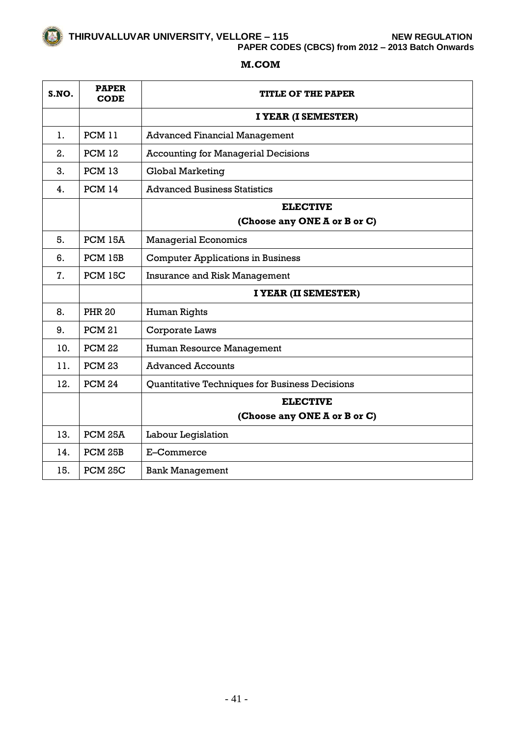# M.COM

| S.NO. | PAPER CODE | TITLE OF THE PAPER |
|---|---|---|
| | | **I YEAR (I SEMESTER)** |
| 1. | PCM 11 | Advanced Financial Management |
| 2. | PCM 12 | Accounting for Managerial Decisions |
| 3. | PCM 13 | Global Marketing |
| 4. | PCM 14 | Advanced Business Statistics |
| | | **ELECTIVE (Choose any ONE A or B or C)** |
| 5. | PCM 15A | Managerial Economics |
| 6. | PCM 15B | Computer Applications in Business |
| 7. | PCM 15C | Insurance and Risk Management |
| | | **I YEAR (II SEMESTER)** |
| 8. | PHR 20 | Human Rights |
| 9. | PCM 21 | Corporate Laws |
| 10. | PCM 22 | Human Resource Management |
| 11. | PCM 23 | Advanced Accounts |
| 12. | PCM 24 | Quantitative Techniques for Business Decisions |
| | | **ELECTIVE (Choose any ONE A or B or C)** |
| 13. | PCM 25A | Labour Legislation |
| 14. | PCM 25B | E–Commerce |
| 15. | PCM 25C | Bank Management |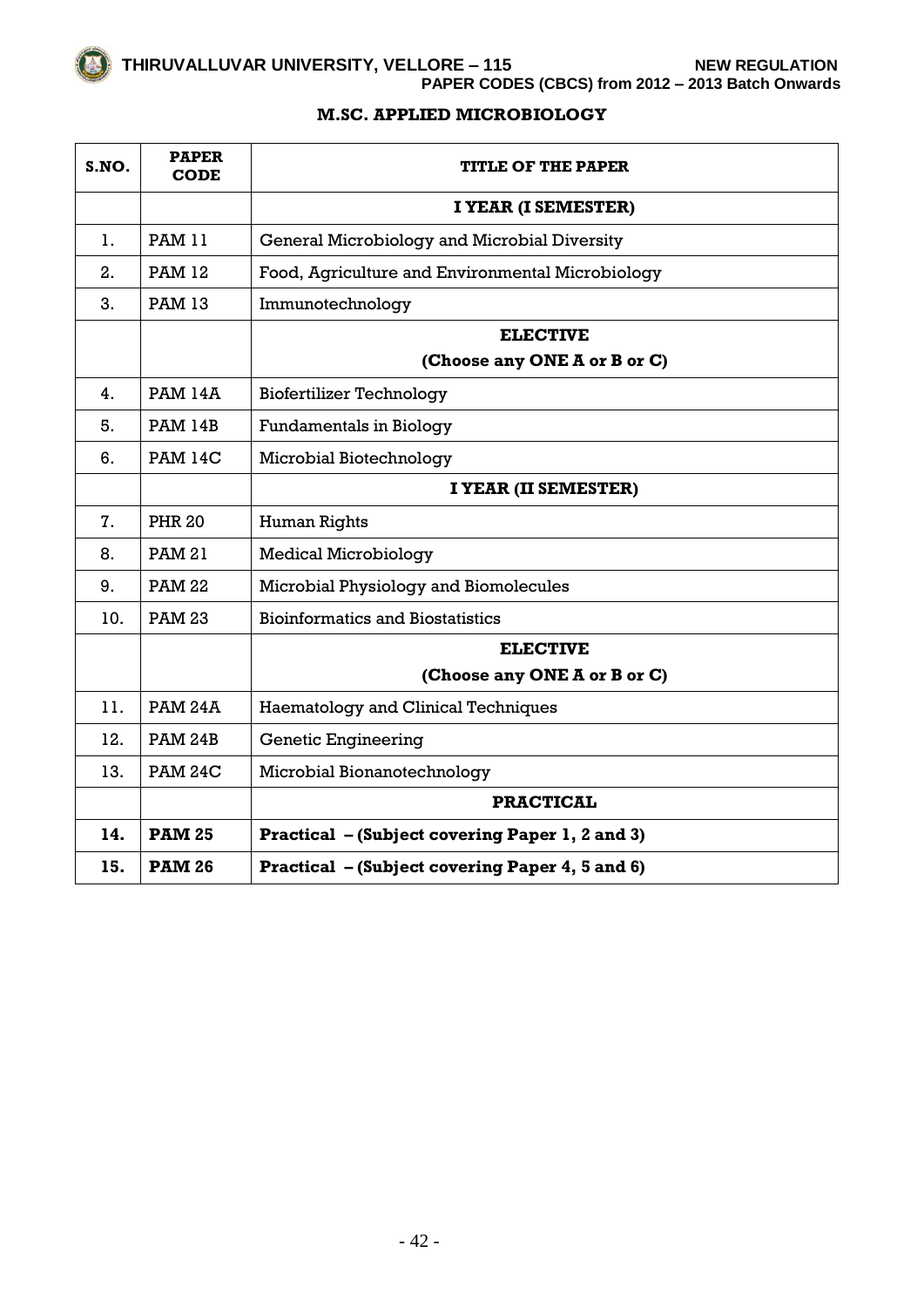THIRUVALLUVAR UNIVERSITY, VELLORE – 115

NEW REGULATION

PAPER CODES (CBCS) from 2012 – 2013 Batch Onwards

## M.SC. APPLIED MICROBIOLOGY

| S.NO. | PAPER CODE | TITLE OF THE PAPER |
|---|---|---|
| | | **I YEAR (I SEMESTER)** |
| 1. | PAM 11 | General Microbiology and Microbial Diversity |
| 2. | PAM 12 | Food, Agriculture and Environmental Microbiology |
| 3. | PAM 13 | Immunotechnology |
| | | **ELECTIVE (Choose any ONE A or B or C)** |
| 4. | PAM 14A | Biofertilizer Technology |
| 5. | PAM 14B | Fundamentals in Biology |
| 6. | PAM 14C | Microbial Biotechnology |
| | | **I YEAR (II SEMESTER)** |
| 7. | PHR 20 | Human Rights |
| 8. | PAM 21 | Medical Microbiology |
| 9. | PAM 22 | Microbial Physiology and Biomolecules |
| 10. | PAM 23 | Bioinformatics and Biostatistics |
| | | **ELECTIVE (Choose any ONE A or B or C)** |
| 11. | PAM 24A | Haematology and Clinical Techniques |
| 12. | PAM 24B | Genetic Engineering |
| 13. | PAM 24C | Microbial Bionanotechnology |
| | | **PRACTICAL** |
| **14.** | **PAM 25** | **Practical – (Subject covering Paper 1, 2 and 3)** |
| **15.** | **PAM 26** | **Practical – (Subject covering Paper 4, 5 and 6)** |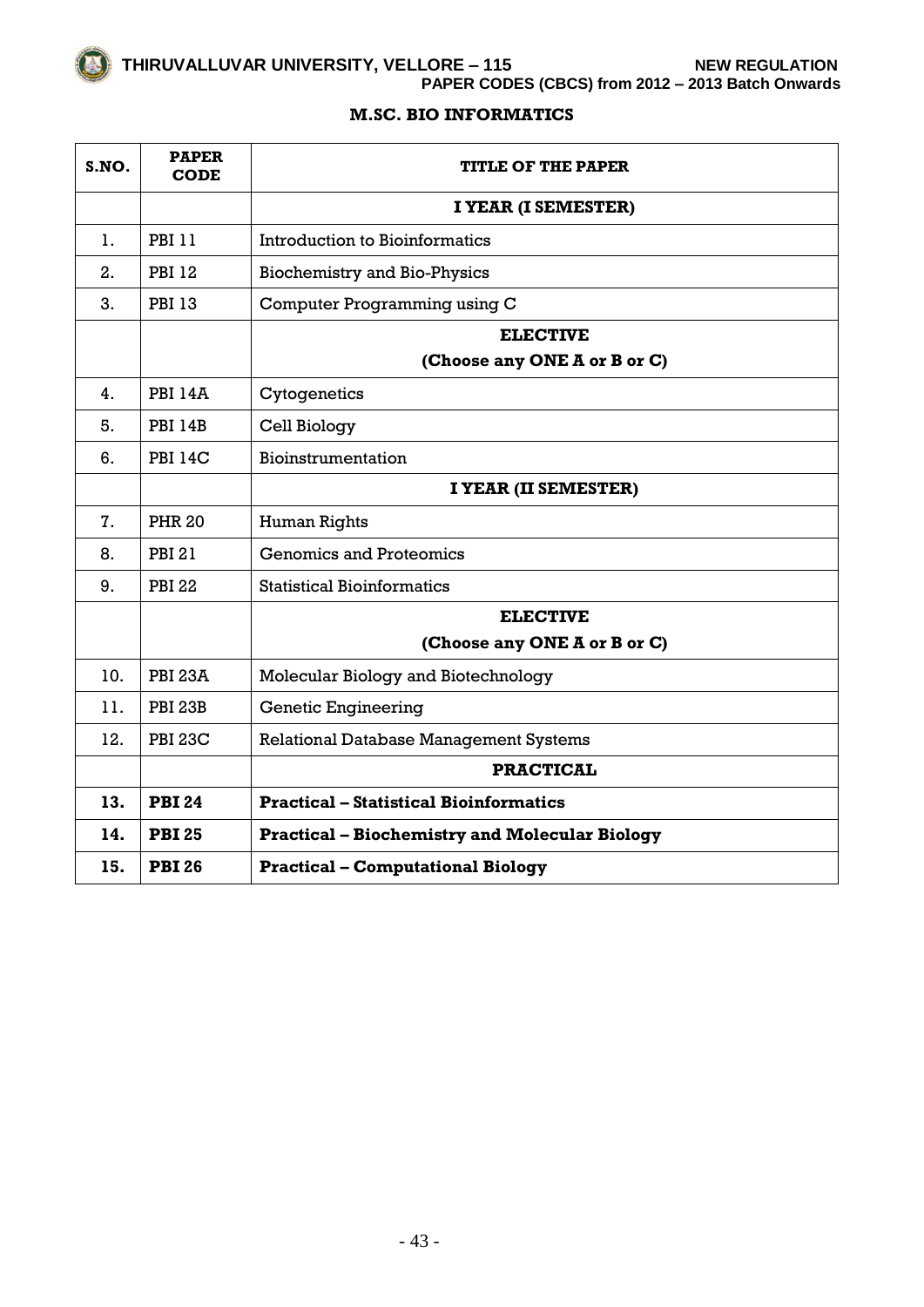# M.SC. BIO INFORMATICS

| S.NO. | PAPER CODE | TITLE OF THE PAPER |
|---|---|---|
| | | **I YEAR (I SEMESTER)** |
| 1. | PBI 11 | Introduction to Bioinformatics |
| 2. | PBI 12 | Biochemistry and Bio-Physics |
| 3. | PBI 13 | Computer Programming using C |
| | | **ELECTIVE (Choose any ONE A or B or C)** |
| 4. | PBI 14A | Cytogenetics |
| 5. | PBI 14B | Cell Biology |
| 6. | PBI 14C | Bioinstrumentation |
| | | **I YEAR (II SEMESTER)** |
| 7. | PHR 20 | Human Rights |
| 8. | PBI 21 | Genomics and Proteomics |
| 9. | PBI 22 | Statistical Bioinformatics |
| | | **ELECTIVE (Choose any ONE A or B or C)** |
| 10. | PBI 23A | Molecular Biology and Biotechnology |
| 11. | PBI 23B | Genetic Engineering |
| 12. | PBI 23C | Relational Database Management Systems |
| | | **PRACTICAL** |
| **13.** | **PBI 24** | **Practical – Statistical Bioinformatics** |
| **14.** | **PBI 25** | **Practical – Biochemistry and Molecular Biology** |
| **15.** | **PBI 26** | **Practical – Computational Biology** |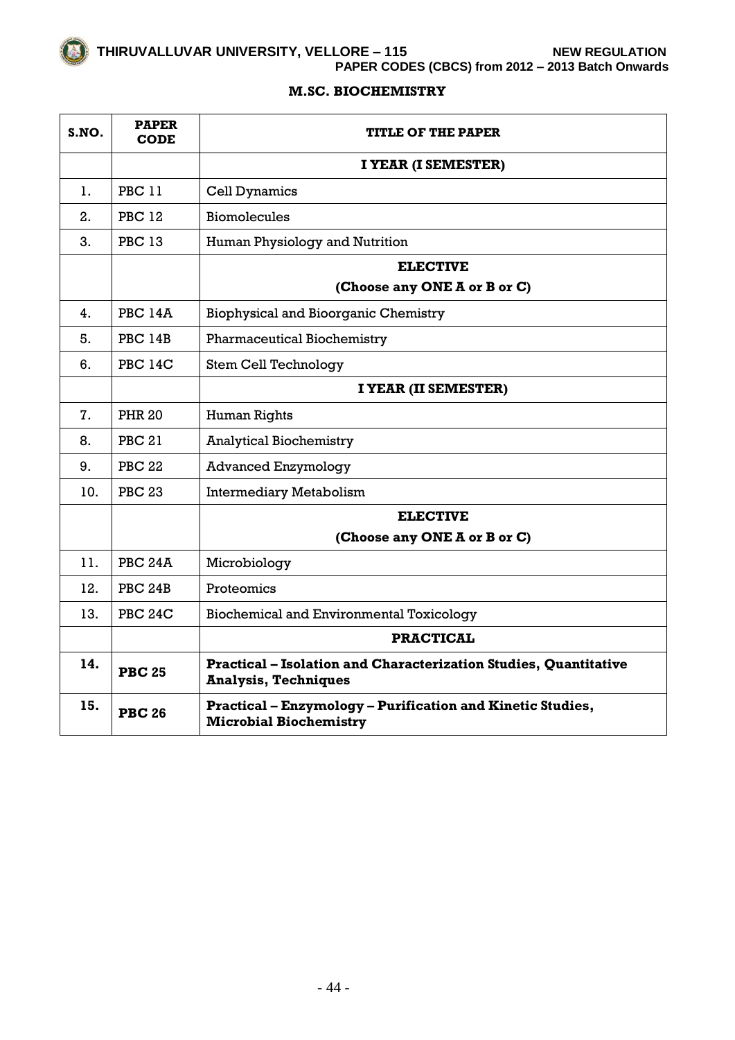**THIRUVALLUVAR UNIVERSITY, VELLORE – 115** **NEW REGULATION**
**PAPER CODES (CBCS) from 2012 – 2013 Batch Onwards**

## M.SC. BIOCHEMISTRY

| S.NO. | PAPER CODE | TITLE OF THE PAPER |
|---|---|---|
| | | **I YEAR (I SEMESTER)** |
| 1. | PBC 11 | Cell Dynamics |
| 2. | PBC 12 | Biomolecules |
| 3. | PBC 13 | Human Physiology and Nutrition |
| | | **ELECTIVE (Choose any ONE A or B or C)** |
| 4. | PBC 14A | Biophysical and Bioorganic Chemistry |
| 5. | PBC 14B | Pharmaceutical Biochemistry |
| 6. | PBC 14C | Stem Cell Technology |
| | | **I YEAR (II SEMESTER)** |
| 7. | PHR 20 | Human Rights |
| 8. | PBC 21 | Analytical Biochemistry |
| 9. | PBC 22 | Advanced Enzymology |
| 10. | PBC 23 | Intermediary Metabolism |
| | | **ELECTIVE (Choose any ONE A or B or C)** |
| 11. | PBC 24A | Microbiology |
| 12. | PBC 24B | Proteomics |
| 13. | PBC 24C | Biochemical and Environmental Toxicology |
| | | **PRACTICAL** |
| **14.** | **PBC 25** | **Practical – Isolation and Characterization Studies, Quantitative Analysis, Techniques** |
| **15.** | **PBC 26** | **Practical – Enzymology – Purification and Kinetic Studies, Microbial Biochemistry** |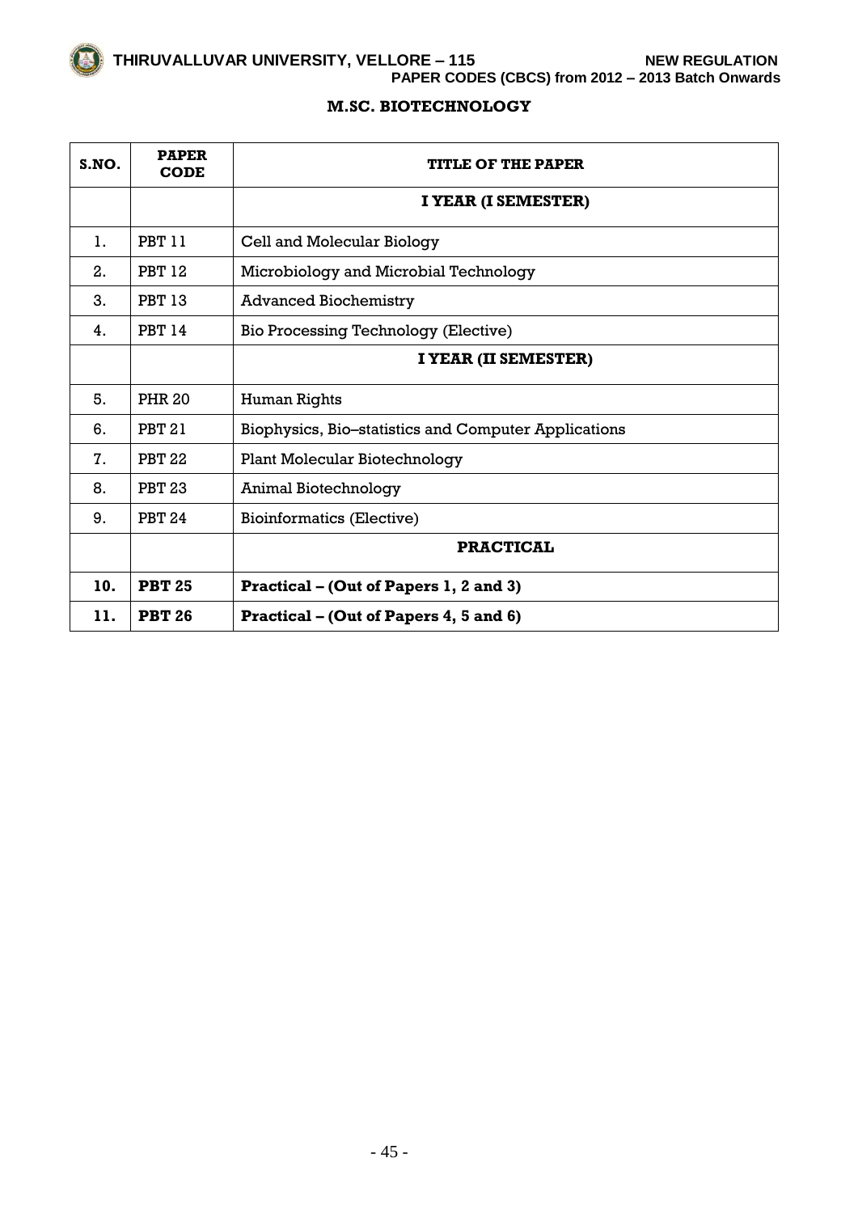# THIRUVALLUVAR UNIVERSITY, VELLORE – 115

**NEW REGULATION**

**PAPER CODES (CBCS) from 2012 – 2013 Batch Onwards**

## M.SC. BIOTECHNOLOGY

| S.NO. | PAPER CODE | TITLE OF THE PAPER |
|---|---|---|
| | | **I YEAR (I SEMESTER)** |
| 1. | PBT 11 | Cell and Molecular Biology |
| 2. | PBT 12 | Microbiology and Microbial Technology |
| 3. | PBT 13 | Advanced Biochemistry |
| 4. | PBT 14 | Bio Processing Technology (Elective) |
| | | **I YEAR (II SEMESTER)** |
| 5. | PHR 20 | Human Rights |
| 6. | PBT 21 | Biophysics, Bio–statistics and Computer Applications |
| 7. | PBT 22 | Plant Molecular Biotechnology |
| 8. | PBT 23 | Animal Biotechnology |
| 9. | PBT 24 | Bioinformatics (Elective) |
| | | **PRACTICAL** |
| **10.** | **PBT 25** | **Practical – (Out of Papers 1, 2 and 3)** |
| **11.** | **PBT 26** | **Practical – (Out of Papers 4, 5 and 6)** |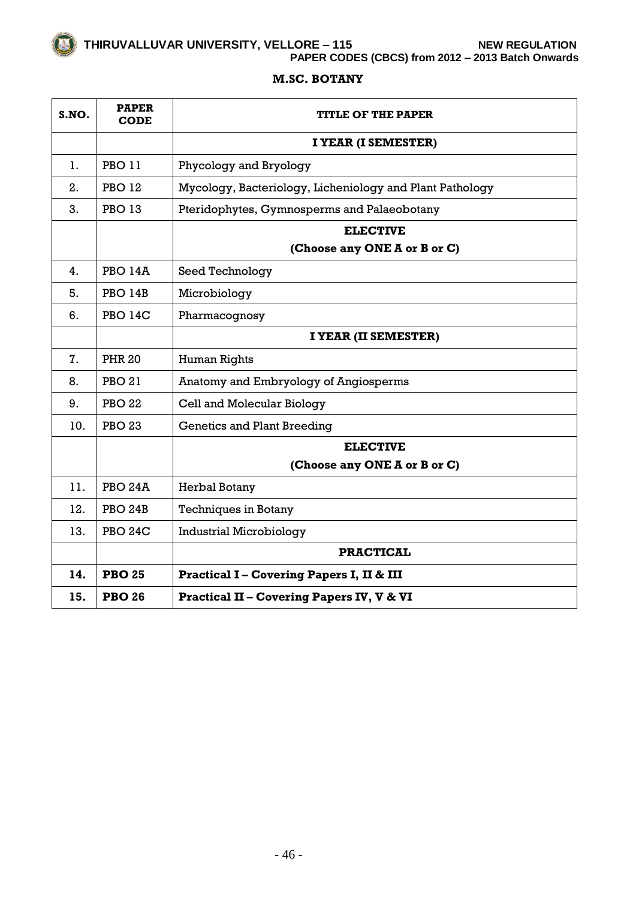THIRUVALLUVAR UNIVERSITY, VELLORE – 115 NEW REGULATION
PAPER CODES (CBCS) from 2012 – 2013 Batch Onwards

## M.SC. BOTANY

| S.NO. | PAPER CODE | TITLE OF THE PAPER |
|---|---|---|
| | | **I YEAR (I SEMESTER)** |
| 1. | PBO 11 | Phycology and Bryology |
| 2. | PBO 12 | Mycology, Bacteriology, Licheniology and Plant Pathology |
| 3. | PBO 13 | Pteridophytes, Gymnosperms and Palaeobotany |
| | | **ELECTIVE (Choose any ONE A or B or C)** |
| 4. | PBO 14A | Seed Technology |
| 5. | PBO 14B | Microbiology |
| 6. | PBO 14C | Pharmacognosy |
| | | **I YEAR (II SEMESTER)** |
| 7. | PHR 20 | Human Rights |
| 8. | PBO 21 | Anatomy and Embryology of Angiosperms |
| 9. | PBO 22 | Cell and Molecular Biology |
| 10. | PBO 23 | Genetics and Plant Breeding |
| | | **ELECTIVE (Choose any ONE A or B or C)** |
| 11. | PBO 24A | Herbal Botany |
| 12. | PBO 24B | Techniques in Botany |
| 13. | PBO 24C | Industrial Microbiology |
| | | **PRACTICAL** |
| **14.** | **PBO 25** | **Practical I – Covering Papers I, II & III** |
| **15.** | **PBO 26** | **Practical II – Covering Papers IV, V & VI** |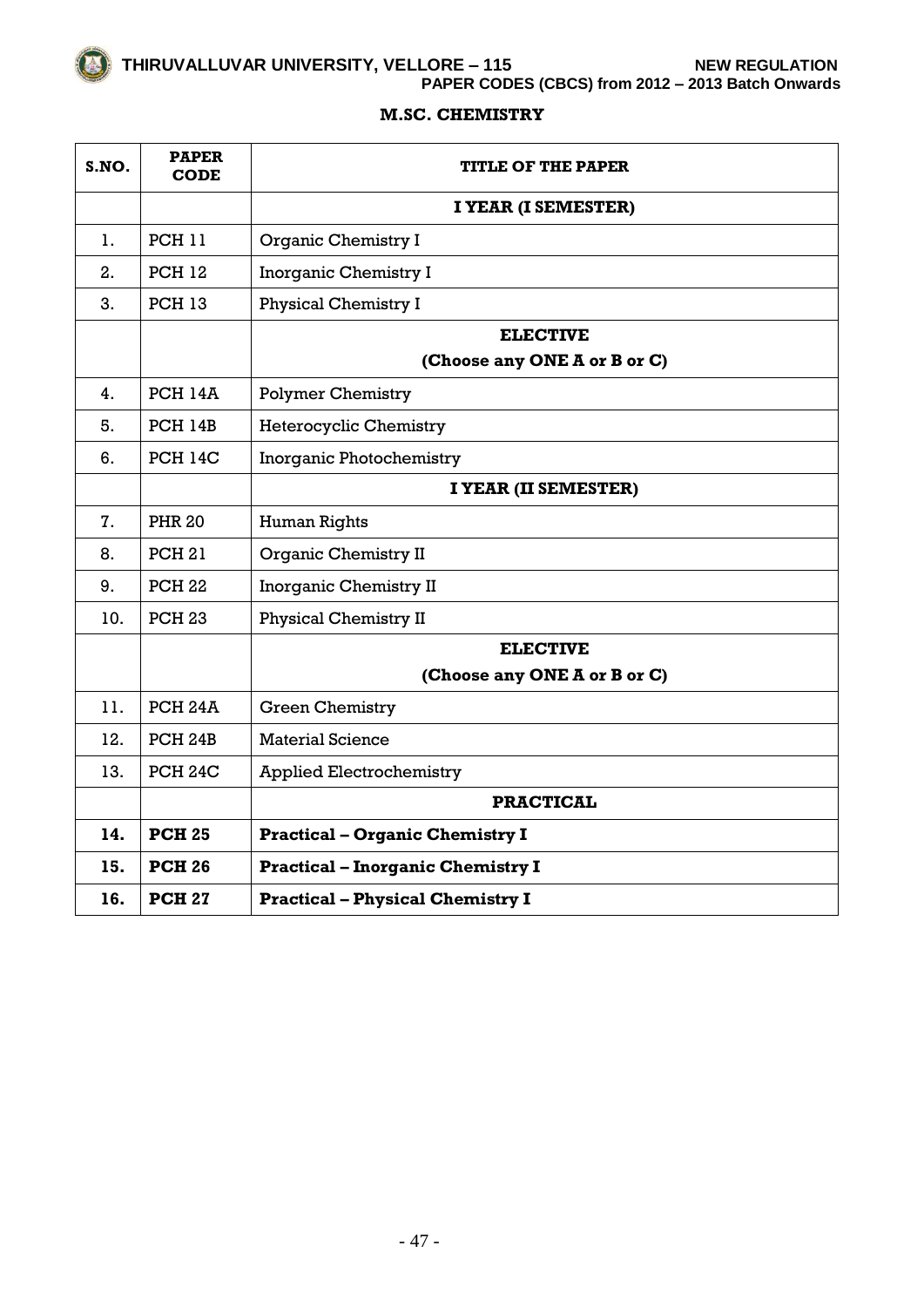**THIRUVALLUVAR UNIVERSITY, VELLORE – 115** **NEW REGULATION**
**PAPER CODES (CBCS) from 2012 – 2013 Batch Onwards**

## M.SC. CHEMISTRY

| S.NO. | PAPER CODE | TITLE OF THE PAPER |
|---|---|---|
| | | **I YEAR (I SEMESTER)** |
| 1. | PCH 11 | Organic Chemistry I |
| 2. | PCH 12 | Inorganic Chemistry I |
| 3. | PCH 13 | Physical Chemistry I |
| | | **ELECTIVE (Choose any ONE A or B or C)** |
| 4. | PCH 14A | Polymer Chemistry |
| 5. | PCH 14B | Heterocyclic Chemistry |
| 6. | PCH 14C | Inorganic Photochemistry |
| | | **I YEAR (II SEMESTER)** |
| 7. | PHR 20 | Human Rights |
| 8. | PCH 21 | Organic Chemistry II |
| 9. | PCH 22 | Inorganic Chemistry II |
| 10. | PCH 23 | Physical Chemistry II |
| | | **ELECTIVE (Choose any ONE A or B or C)** |
| 11. | PCH 24A | Green Chemistry |
| 12. | PCH 24B | Material Science |
| 13. | PCH 24C | Applied Electrochemistry |
| | | **PRACTICAL** |
| **14.** | **PCH 25** | **Practical – Organic Chemistry I** |
| **15.** | **PCH 26** | **Practical – Inorganic Chemistry I** |
| **16.** | **PCH 27** | **Practical – Physical Chemistry I** |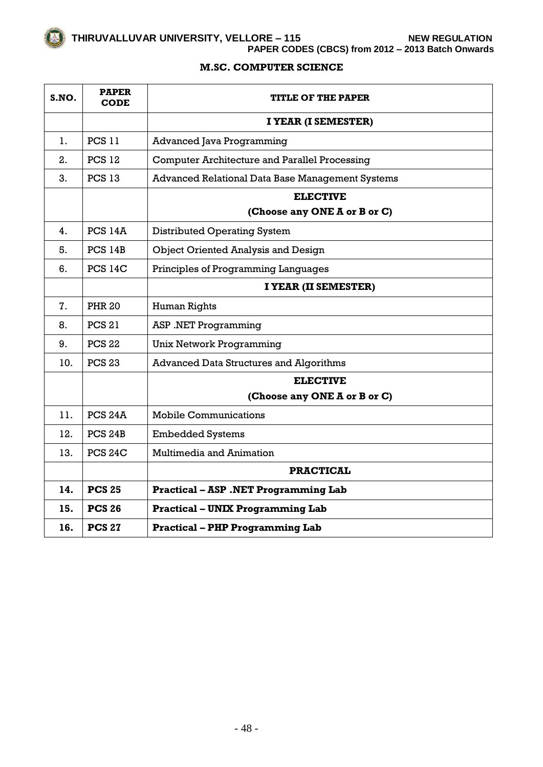THIRUVALLUVAR UNIVERSITY, VELLORE – 115 NEW REGULATION

PAPER CODES (CBCS) from 2012 – 2013 Batch Onwards

## M.SC. COMPUTER SCIENCE

| S.NO. | PAPER CODE | TITLE OF THE PAPER |
|---|---|---|
| | | **I YEAR (I SEMESTER)** |
| 1. | PCS 11 | Advanced Java Programming |
| 2. | PCS 12 | Computer Architecture and Parallel Processing |
| 3. | PCS 13 | Advanced Relational Data Base Management Systems |
| | | **ELECTIVE (Choose any ONE A or B or C)** |
| 4. | PCS 14A | Distributed Operating System |
| 5. | PCS 14B | Object Oriented Analysis and Design |
| 6. | PCS 14C | Principles of Programming Languages |
| | | **I YEAR (II SEMESTER)** |
| 7. | PHR 20 | Human Rights |
| 8. | PCS 21 | ASP .NET Programming |
| 9. | PCS 22 | Unix Network Programming |
| 10. | PCS 23 | Advanced Data Structures and Algorithms |
| | | **ELECTIVE (Choose any ONE A or B or C)** |
| 11. | PCS 24A | Mobile Communications |
| 12. | PCS 24B | Embedded Systems |
| 13. | PCS 24C | Multimedia and Animation |
| | | **PRACTICAL** |
| **14.** | **PCS 25** | **Practical – ASP .NET Programming Lab** |
| **15.** | **PCS 26** | **Practical – UNIX Programming Lab** |
| **16.** | **PCS 27** | **Practical – PHP Programming Lab** |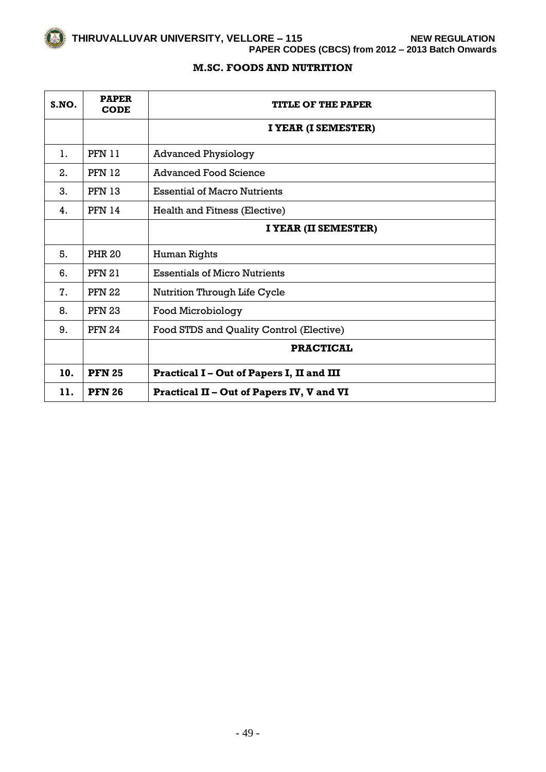THIRUVALLUVAR UNIVERSITY, VELLORE – 115 NEW REGULATION

PAPER CODES (CBCS) from 2012 – 2013 Batch Onwards

## M.SC. FOODS AND NUTRITION

| S.NO. | PAPER CODE | TITLE OF THE PAPER |
|---|---|---|
| | | **I YEAR (I SEMESTER)** |
| 1. | PFN 11 | Advanced Physiology |
| 2. | PFN 12 | Advanced Food Science |
| 3. | PFN 13 | Essential of Macro Nutrients |
| 4. | PFN 14 | Health and Fitness (Elective) |
| | | **I YEAR (II SEMESTER)** |
| 5. | PHR 20 | Human Rights |
| 6. | PFN 21 | Essentials of Micro Nutrients |
| 7. | PFN 22 | Nutrition Through Life Cycle |
| 8. | PFN 23 | Food Microbiology |
| 9. | PFN 24 | Food STDS and Quality Control (Elective) |
| | | **PRACTICAL** |
| **10.** | **PFN 25** | **Practical I – Out of Papers I, II and III** |
| **11.** | **PFN 26** | **Practical II – Out of Papers IV, V and VI** |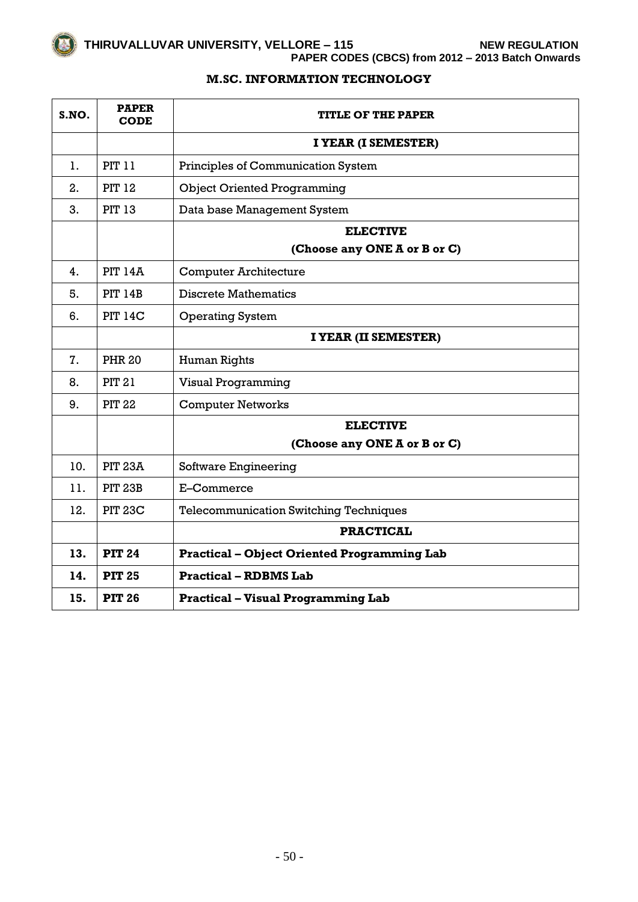# M.SC. INFORMATION TECHNOLOGY

| S.NO. | PAPER CODE | TITLE OF THE PAPER |
|---|---|---|
| | | **I YEAR (I SEMESTER)** |
| 1. | PIT 11 | Principles of Communication System |
| 2. | PIT 12 | Object Oriented Programming |
| 3. | PIT 13 | Data base Management System |
| | | **ELECTIVE (Choose any ONE A or B or C)** |
| 4. | PIT 14A | Computer Architecture |
| 5. | PIT 14B | Discrete Mathematics |
| 6. | PIT 14C | Operating System |
| | | **I YEAR (II SEMESTER)** |
| 7. | PHR 20 | Human Rights |
| 8. | PIT 21 | Visual Programming |
| 9. | PIT 22 | Computer Networks |
| | | **ELECTIVE (Choose any ONE A or B or C)** |
| 10. | PIT 23A | Software Engineering |
| 11. | PIT 23B | E–Commerce |
| 12. | PIT 23C | Telecommunication Switching Techniques |
| | | **PRACTICAL** |
| **13.** | **PIT 24** | **Practical – Object Oriented Programming Lab** |
| **14.** | **PIT 25** | **Practical – RDBMS Lab** |
| **15.** | **PIT 26** | **Practical – Visual Programming Lab** |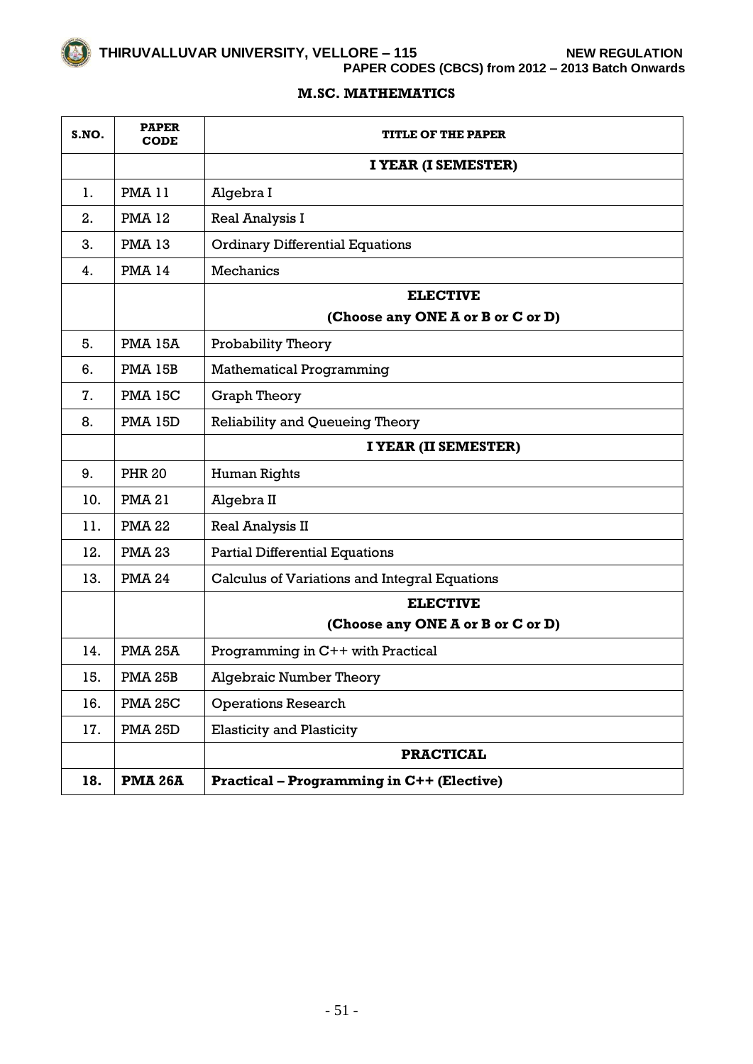THIRUVALLUVAR UNIVERSITY, VELLORE – 115 NEW REGULATION

PAPER CODES (CBCS) from 2012 – 2013 Batch Onwards

## M.SC. MATHEMATICS

| S.NO. | PAPER CODE | TITLE OF THE PAPER |
|---|---|---|
| | | **I YEAR (I SEMESTER)** |
| 1. | PMA 11 | Algebra I |
| 2. | PMA 12 | Real Analysis I |
| 3. | PMA 13 | Ordinary Differential Equations |
| 4. | PMA 14 | Mechanics |
| | | **ELECTIVE (Choose any ONE A or B or C or D)** |
| 5. | PMA 15A | Probability Theory |
| 6. | PMA 15B | Mathematical Programming |
| 7. | PMA 15C | Graph Theory |
| 8. | PMA 15D | Reliability and Queueing Theory |
| | | **I YEAR (II SEMESTER)** |
| 9. | PHR 20 | Human Rights |
| 10. | PMA 21 | Algebra II |
| 11. | PMA 22 | Real Analysis II |
| 12. | PMA 23 | Partial Differential Equations |
| 13. | PMA 24 | Calculus of Variations and Integral Equations |
| | | **ELECTIVE (Choose any ONE A or B or C or D)** |
| 14. | PMA 25A | Programming in C++ with Practical |
| 15. | PMA 25B | Algebraic Number Theory |
| 16. | PMA 25C | Operations Research |
| 17. | PMA 25D | Elasticity and Plasticity |
| | | **PRACTICAL** |
| **18.** | **PMA 26A** | **Practical – Programming in C++ (Elective)** |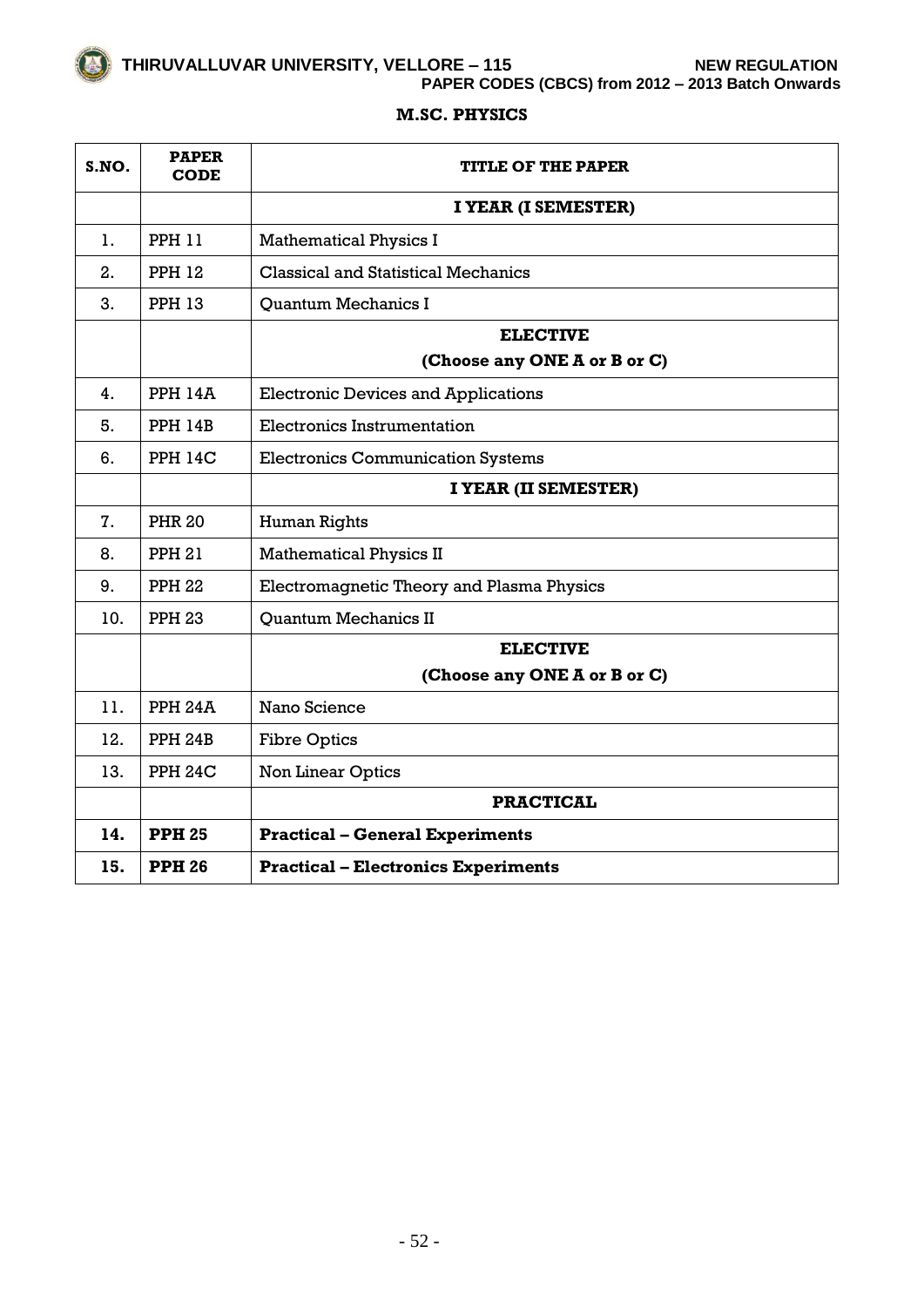## M.SC. PHYSICS

| S.NO. | PAPER CODE | TITLE OF THE PAPER |
|---|---|---|
| | | **I YEAR (I SEMESTER)** |
| 1. | PPH 11 | Mathematical Physics I |
| 2. | PPH 12 | Classical and Statistical Mechanics |
| 3. | PPH 13 | Quantum Mechanics I |
| | | **ELECTIVE (Choose any ONE A or B or C)** |
| 4. | PPH 14A | Electronic Devices and Applications |
| 5. | PPH 14B | Electronics Instrumentation |
| 6. | PPH 14C | Electronics Communication Systems |
| | | **I YEAR (II SEMESTER)** |
| 7. | PHR 20 | Human Rights |
| 8. | PPH 21 | Mathematical Physics II |
| 9. | PPH 22 | Electromagnetic Theory and Plasma Physics |
| 10. | PPH 23 | Quantum Mechanics II |
| | | **ELECTIVE (Choose any ONE A or B or C)** |
| 11. | PPH 24A | Nano Science |
| 12. | PPH 24B | Fibre Optics |
| 13. | PPH 24C | Non Linear Optics |
| | | **PRACTICAL** |
| **14.** | **PPH 25** | **Practical – General Experiments** |
| **15.** | **PPH 26** | **Practical – Electronics Experiments** |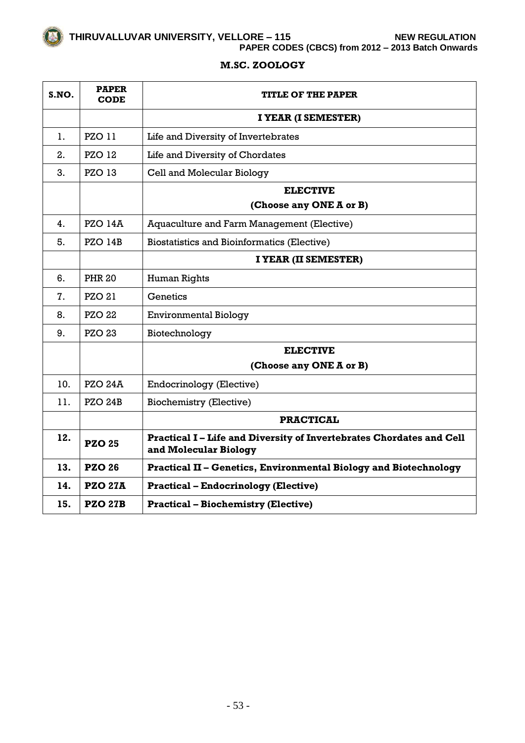## M.SC. ZOOLOGY

| S.NO. | PAPER CODE | TITLE OF THE PAPER |
|---|---|---|
| | | **I YEAR (I SEMESTER)** |
| 1. | PZO 11 | Life and Diversity of Invertebrates |
| 2. | PZO 12 | Life and Diversity of Chordates |
| 3. | PZO 13 | Cell and Molecular Biology |
| | | **ELECTIVE (Choose any ONE A or B)** |
| 4. | PZO 14A | Aquaculture and Farm Management (Elective) |
| 5. | PZO 14B | Biostatistics and Bioinformatics (Elective) |
| | | **I YEAR (II SEMESTER)** |
| 6. | PHR 20 | Human Rights |
| 7. | PZO 21 | Genetics |
| 8. | PZO 22 | Environmental Biology |
| 9. | PZO 23 | Biotechnology |
| | | **ELECTIVE (Choose any ONE A or B)** |
| 10. | PZO 24A | Endocrinology (Elective) |
| 11. | PZO 24B | Biochemistry (Elective) |
| | | **PRACTICAL** |
| **12.** | **PZO 25** | **Practical I – Life and Diversity of Invertebrates Chordates and Cell and Molecular Biology** |
| **13.** | **PZO 26** | **Practical II – Genetics, Environmental Biology and Biotechnology** |
| **14.** | **PZO 27A** | **Practical – Endocrinology (Elective)** |
| **15.** | **PZO 27B** | **Practical – Biochemistry (Elective)** |